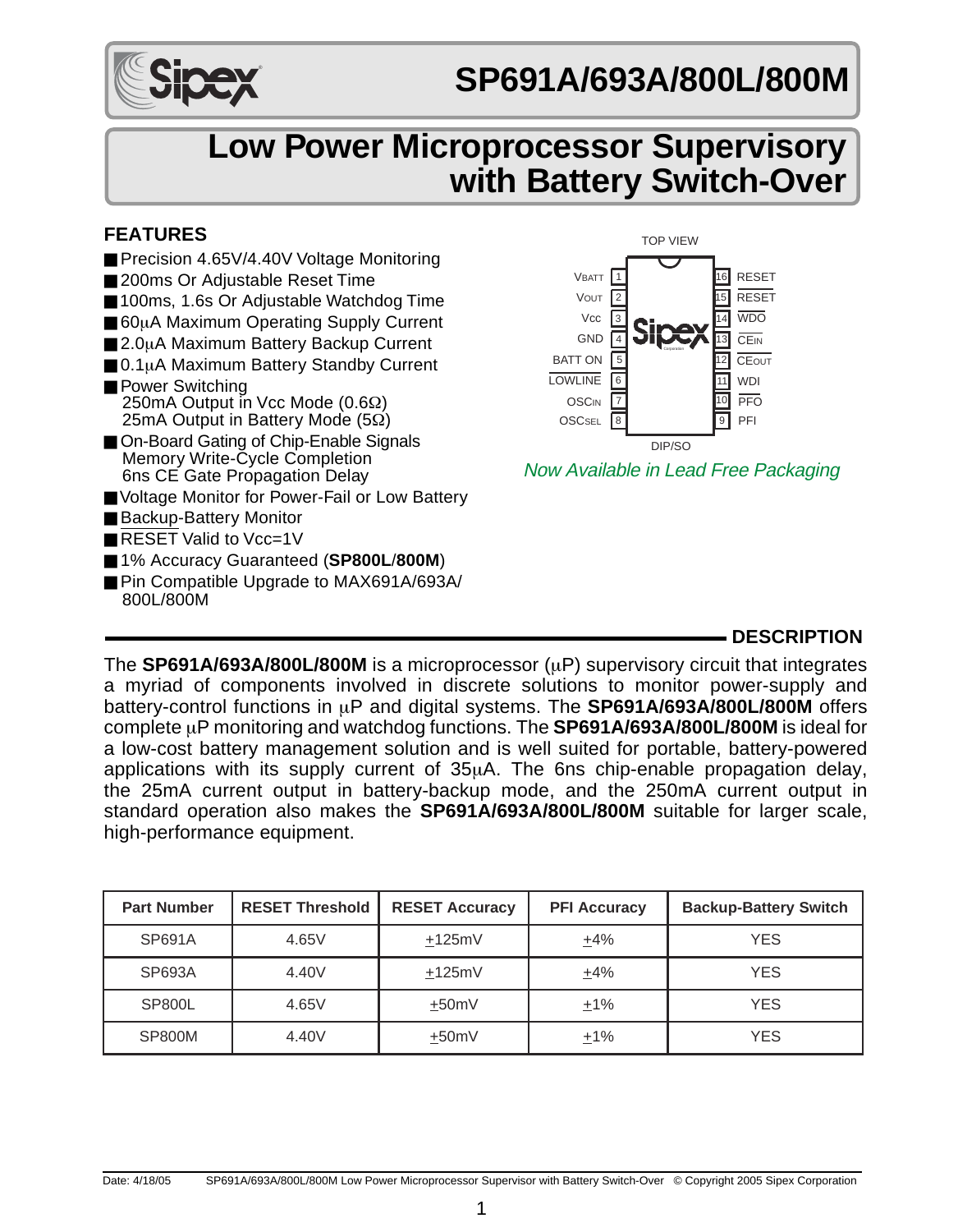# SP691A/693A/800L/800M

# Low Power Microprocessor Supervisory with Battery Switch-Over

## FEATURES

- Precision 4.65V/4.40V Voltage Monitoring
- 200ms Or Adjustable Reset Time
- 100ms, 1.6s Or Adjustable Watchdog Time
- 60µA Maximum Operating Supply Current
- 2.0µA Maximum Battery Backup Current
- 0.1µA Maximum Battery Standby Current
- Power Switching
  250mA Output in Vcc Mode (0.6Ω)
  25mA Output in Battery Mode (5Ω)
- On-Board Gating of Chip-Enable Signals
  Memory Write-Cycle Completion
  6ns CE Gate Propagation Delay
- Voltage Monitor for Power-Fail or Low Battery
- Backup-Battery Monitor
- RESET Valid to Vcc=1V
- 1% Accuracy Guaranteed (**SP800L**/**800M**)
- Pin Compatible Upgrade to MAX691A/693A/800L/800M

TOP VIEW

| Pin | Name | | Pin | Name |
|---|---|---|---|---|
| 1 | VBATT | | 16 | RESET |
| 2 | VOUT | | 15 | RESET (active low) |
| 3 | VCC | | 14 | WDO (active low) |
| 4 | GND | | 13 | CEIN (active low) |
| 5 | BATT ON | | 12 | CEOUT (active low) |
| 6 | LOWLINE (active low) | | 11 | WDI |
| 7 | OSCIN | | 10 | PFO (active low) |
| 8 | OSCSEL | | 9 | PFI |

DIP/SO

*Now Available in Lead Free Packaging*

## DESCRIPTION

The **SP691A/693A/800L/800M** is a microprocessor (µP) supervisory circuit that integrates a myriad of components involved in discrete solutions to monitor power-supply and battery-control functions in µP and digital systems. The **SP691A/693A/800L/800M** offers complete µP monitoring and watchdog functions. The **SP691A/693A/800L/800M** is ideal for a low-cost battery management solution and is well suited for portable, battery-powered applications with its supply current of 35µA. The 6ns chip-enable propagation delay, the 25mA current output in battery-backup mode, and the 250mA current output in standard operation also makes the **SP691A/693A/800L/800M** suitable for larger scale, high-performance equipment.

| Part Number | RESET Threshold | RESET Accuracy | PFI Accuracy | Backup-Battery Switch |
|---|---|---|---|---|
| SP691A | 4.65V | ±125mV | ±4% | YES |
| SP693A | 4.40V | ±125mV | ±4% | YES |
| SP800L | 4.65V | ±50mV | ±1% | YES |
| SP800M | 4.40V | ±50mV | ±1% | YES |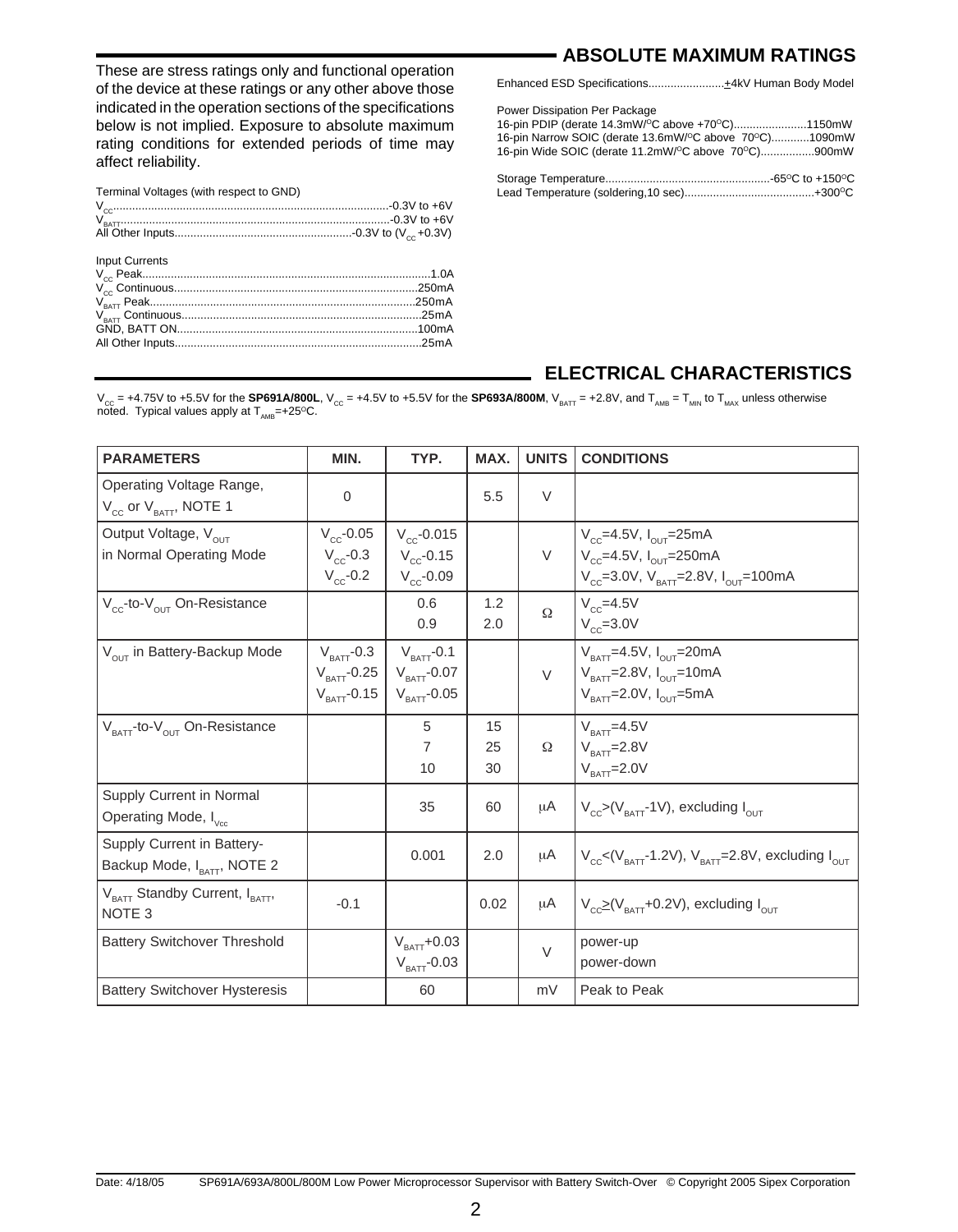## ABSOLUTE MAXIMUM RATINGS

These are stress ratings only and functional operation of the device at these ratings or any other above those indicated in the operation sections of the specifications below is not implied. Exposure to absolute maximum rating conditions for extended periods of time may affect reliability.

Terminal Voltages (with respect to GND)
$V_{CC}$....................................................................-0.3V to +6V
$V_{BATT}$..................................................................-0.3V to +6V
All Other Inputs......................................................-0.3V to ($V_{CC}$+0.3V)

Input Currents
$V_{CC}$ Peak..........................................................................................1.0A
$V_{CC}$ Continuous...........................................................................250mA
$V_{BATT}$ Peak..................................................................................250mA
$V_{BATT}$ Continuous..........................................................................25mA
GND, BATT ON...........................................................................100mA
All Other Inputs............................................................................25mA

Enhanced ESD Specifications.......................±4kV Human Body Model

Power Dissipation Per Package
16-pin PDIP (derate 14.3mW/°C above +70°C).......................1150mW
16-pin Narrow SOIC (derate 13.6mW/°C above 70°C)............1090mW
16-pin Wide SOIC (derate 11.2mW/°C above 70°C).................900mW

Storage Temperature....................................................-65°C to +150°C
Lead Temperature (soldering,10 sec).........................................+300°C

## ELECTRICAL CHARACTERISTICS

$V_{CC}$ = +4.75V to +5.5V for the **SP691A/800L**, $V_{CC}$ = +4.5V to +5.5V for the **SP693A/800M**, $V_{BATT}$ = +2.8V, and $T_{AMB}$ = $T_{MIN}$ to $T_{MAX}$ unless otherwise noted. Typical values apply at $T_{AMB}$=+25°C.

| PARAMETERS | MIN. | TYP. | MAX. | UNITS | CONDITIONS |
|---|---|---|---|---|---|
| Operating Voltage Range, $V_{CC}$ or $V_{BATT}$, NOTE 1 | 0 | | 5.5 | V | |
| Output Voltage, $V_{OUT}$ in Normal Operating Mode | $V_{CC}$-0.05<br>$V_{CC}$-0.3<br>$V_{CC}$-0.2 | $V_{CC}$-0.015<br>$V_{CC}$-0.15<br>$V_{CC}$-0.09 | | V | $V_{CC}$=4.5V, $I_{OUT}$=25mA<br>$V_{CC}$=4.5V, $I_{OUT}$=250mA<br>$V_{CC}$=3.0V, $V_{BATT}$=2.8V, $I_{OUT}$=100mA |
| $V_{CC}$-to-$V_{OUT}$ On-Resistance | | 0.6<br>0.9 | 1.2<br>2.0 | Ω | $V_{CC}$=4.5V<br>$V_{CC}$=3.0V |
| $V_{OUT}$ in Battery-Backup Mode | $V_{BATT}$-0.3<br>$V_{BATT}$-0.25<br>$V_{BATT}$-0.15 | $V_{BATT}$-0.1<br>$V_{BATT}$-0.07<br>$V_{BATT}$-0.05 | | V | $V_{BATT}$=4.5V, $I_{OUT}$=20mA<br>$V_{BATT}$=2.8V, $I_{OUT}$=10mA<br>$V_{BATT}$=2.0V, $I_{OUT}$=5mA |
| $V_{BATT}$-to-$V_{OUT}$ On-Resistance | | 5<br>7<br>10 | 15<br>25<br>30 | Ω | $V_{BATT}$=4.5V<br>$V_{BATT}$=2.8V<br>$V_{BATT}$=2.0V |
| Supply Current in Normal Operating Mode, $I_{Vcc}$ | | 35 | 60 | µA | $V_{CC}$>($V_{BATT}$-1V), excluding $I_{OUT}$ |
| Supply Current in Battery-Backup Mode, $I_{BATT}$, NOTE 2 | | 0.001 | 2.0 | µA | $V_{CC}$<($V_{BATT}$-1.2V), $V_{BATT}$=2.8V, excluding $I_{OUT}$ |
| $V_{BATT}$ Standby Current, $I_{BATT}$, NOTE 3 | -0.1 | | 0.02 | µA | $V_{CC}$≥($V_{BATT}$+0.2V), excluding $I_{OUT}$ |
| Battery Switchover Threshold | | $V_{BATT}$+0.03<br>$V_{BATT}$-0.03 | | V | power-up<br>power-down |
| Battery Switchover Hysteresis | | 60 | | mV | Peak to Peak |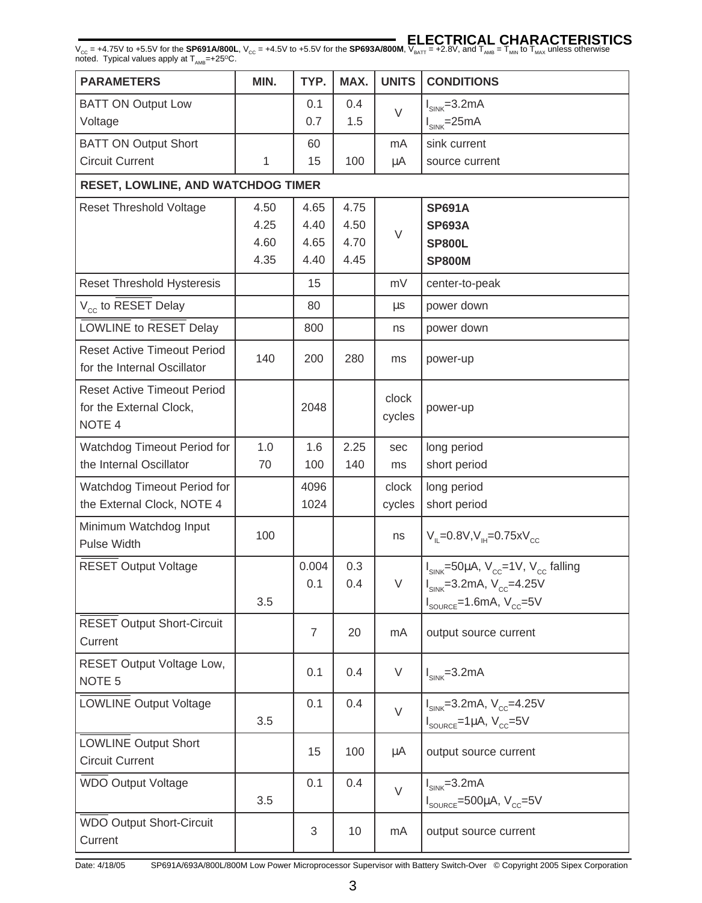## ELECTRICAL CHARACTERISTICS

$V_{CC}$ = +4.75V to +5.5V for the **SP691A/800L**, $V_{CC}$ = +4.5V to +5.5V for the **SP693A/800M**, $V_{BATT}$ = +2.8V, and $T_{AMB}$ = $T_{MIN}$ to $T_{MAX}$ unless otherwise noted. Typical values apply at $T_{AMB}$=+25°C.

| PARAMETERS | MIN. | TYP. | MAX. | UNITS | CONDITIONS |
|---|---|---|---|---|---|
| BATT ON Output Low Voltage | | 0.1<br>0.7 | 0.4<br>1.5 | V | $I_{SINK}$=3.2mA<br>$I_{SINK}$=25mA |
| BATT ON Output Short Circuit Current | <br>1 | 60<br>15 | <br>100 | mA<br>µA | sink current<br>source current |
| **RESET, LOWLINE, AND WATCHDOG TIMER** | | | | | |
| Reset Threshold Voltage | 4.50<br>4.25<br>4.60<br>4.35 | 4.65<br>4.40<br>4.65<br>4.40 | 4.75<br>4.50<br>4.70<br>4.45 | V | **SP691A**<br>**SP693A**<br>**SP800L**<br>**SP800M** |
| Reset Threshold Hysteresis | | 15 | | mV | center-to-peak |
| $V_{CC}$ to $\overline{RESET}$ Delay | | 80 | | µs | power down |
| $\overline{LOWLINE}$ to $\overline{RESET}$ Delay | | 800 | | ns | power down |
| Reset Active Timeout Period for the Internal Oscillator | 140 | 200 | 280 | ms | power-up |
| Reset Active Timeout Period for the External Clock, NOTE 4 | | 2048 | | clock cycles | power-up |
| Watchdog Timeout Period for the Internal Oscillator | 1.0<br>70 | 1.6<br>100 | 2.25<br>140 | sec<br>ms | long period<br>short period |
| Watchdog Timeout Period for the External Clock, NOTE 4 | | 4096<br>1024 | | clock cycles | long period<br>short period |
| Minimum Watchdog Input Pulse Width | 100 | | | ns | $V_{IL}$=0.8V,$V_{IH}$=0.75x$V_{CC}$ |
| $\overline{RESET}$ Output Voltage | <br><br>3.5 | 0.004<br>0.1 | 0.3<br>0.4 | V | $I_{SINK}$=50µA, $V_{CC}$=1V, $V_{CC}$ falling<br>$I_{SINK}$=3.2mA, $V_{CC}$=4.25V<br>$I_{SOURCE}$=1.6mA, $V_{CC}$=5V |
| $\overline{RESET}$ Output Short-Circuit Current | | 7 | 20 | mA | output source current |
| RESET Output Voltage Low, NOTE 5 | | 0.1 | 0.4 | V | $I_{SINK}$=3.2mA |
| $\overline{LOWLINE}$ Output Voltage | <br>3.5 | 0.1 | 0.4 | V | $I_{SINK}$=3.2mA, $V_{CC}$=4.25V<br>$I_{SOURCE}$=1µA, $V_{CC}$=5V |
| $\overline{LOWLINE}$ Output Short Circuit Current | | 15 | 100 | µA | output source current |
| $\overline{WDO}$ Output Voltage | <br>3.5 | 0.1 | 0.4 | V | $I_{SINK}$=3.2mA<br>$I_{SOURCE}$=500µA, $V_{CC}$=5V |
| $\overline{WDO}$ Output Short-Circuit Current | | 3 | 10 | mA | output source current |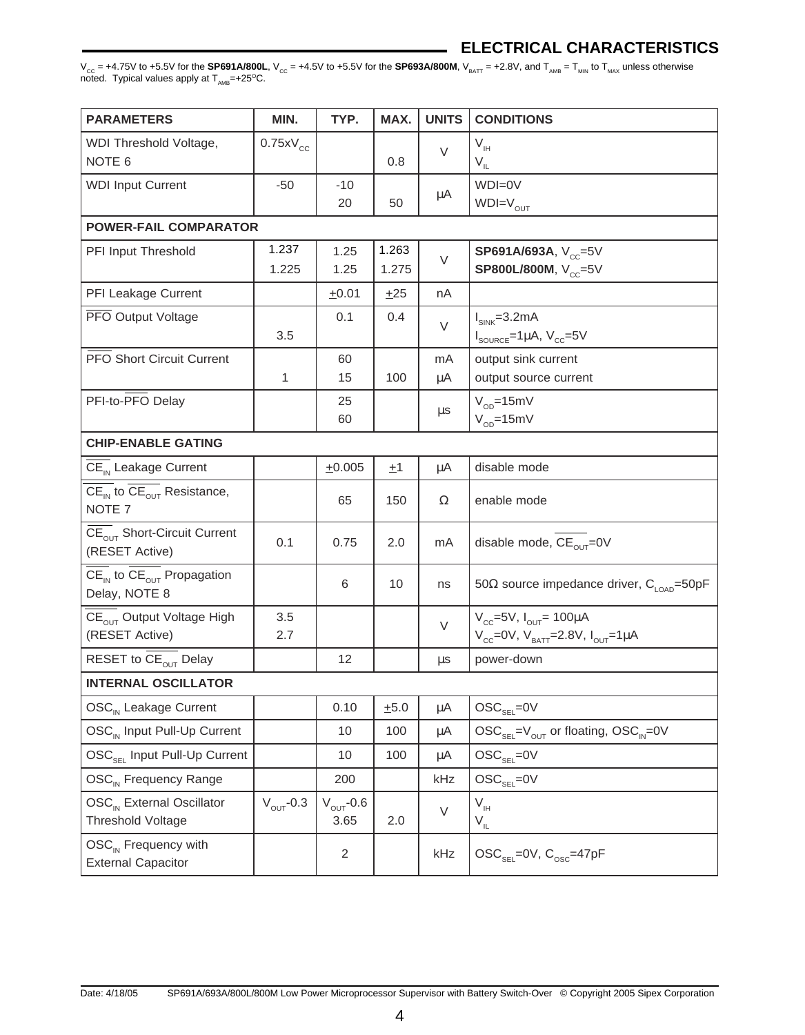## ELECTRICAL CHARACTERISTICS

$V_{CC}$ = +4.75V to +5.5V for the **SP691A/800L**, $V_{CC}$ = +4.5V to +5.5V for the **SP693A/800M**, $V_{BATT}$ = +2.8V, and $T_{AMB}$ = $T_{MIN}$ to $T_{MAX}$ unless otherwise noted. Typical values apply at $T_{AMB}$=+25°C.

| PARAMETERS | MIN. | TYP. | MAX. | UNITS | CONDITIONS |
|---|---|---|---|---|---|
| WDI Threshold Voltage, NOTE 6 | $0.75xV_{CC}$ | | 0.8 | V | $V_{IH}$<br>$V_{IL}$ |
| WDI Input Current | -50 | -10<br>20 | 50 | µA | WDI=0V<br>WDI=$V_{OUT}$ |
| **POWER-FAIL COMPARATOR** | | | | | |
| PFI Input Threshold | 1.237<br>1.225 | 1.25<br>1.25 | 1.263<br>1.275 | V | **SP691A/693A**, $V_{CC}$=5V<br>**SP800L/800M**, $V_{CC}$=5V |
| PFI Leakage Current | | ±0.01 | ±25 | nA | |
| $\overline{PFO}$ Output Voltage | 3.5 | 0.1 | 0.4 | V | $I_{SINK}$=3.2mA<br>$I_{SOURCE}$=1µA, $V_{CC}$=5V |
| $\overline{PFO}$ Short Circuit Current | 1 | 60<br>15 | 100 | mA<br>µA | output sink current<br>output source current |
| PFI-to-$\overline{PFO}$ Delay | | 25<br>60 | | µs | $V_{OD}$=15mV<br>$V_{OD}$=15mV |
| **CHIP-ENABLE GATING** | | | | | |
| $\overline{CE}_{IN}$ Leakage Current | | ±0.005 | ±1 | µA | disable mode |
| $\overline{CE}_{IN}$ to $\overline{CE}_{OUT}$ Resistance, NOTE 7 | | 65 | 150 | Ω | enable mode |
| $\overline{CE}_{OUT}$ Short-Circuit Current (RESET Active) | 0.1 | 0.75 | 2.0 | mA | disable mode, $\overline{CE}_{OUT}$=0V |
| $\overline{CE}_{IN}$ to $\overline{CE}_{OUT}$ Propagation Delay, NOTE 8 | | 6 | 10 | ns | 50Ω source impedance driver, $C_{LOAD}$=50pF |
| $\overline{CE}_{OUT}$ Output Voltage High (RESET Active) | 3.5<br>2.7 | | | V | $V_{CC}$=5V, $I_{OUT}$= 100µA<br>$V_{CC}$=0V, $V_{BATT}$=2.8V, $I_{OUT}$=1µA |
| RESET to $\overline{CE}_{OUT}$ Delay | | 12 | | µs | power-down |
| **INTERNAL OSCILLATOR** | | | | | |
| $OSC_{IN}$ Leakage Current | | 0.10 | ±5.0 | µA | $OSC_{SEL}$=0V |
| $OSC_{IN}$ Input Pull-Up Current | | 10 | 100 | µA | $OSC_{SEL}$=$V_{OUT}$ or floating, $OSC_{IN}$=0V |
| $OSC_{SEL}$ Input Pull-Up Current | | 10 | 100 | µA | $OSC_{SEL}$=0V |
| $OSC_{IN}$ Frequency Range | | 200 | | kHz | $OSC_{SEL}$=0V |
| $OSC_{IN}$ External Oscillator Threshold Voltage | $V_{OUT}$-0.3 | $V_{OUT}$-0.6<br>3.65 | 2.0 | V | $V_{IH}$<br>$V_{IL}$ |
| $OSC_{IN}$ Frequency with External Capacitor | | 2 | | kHz | $OSC_{SEL}$=0V, $C_{OSC}$=47pF |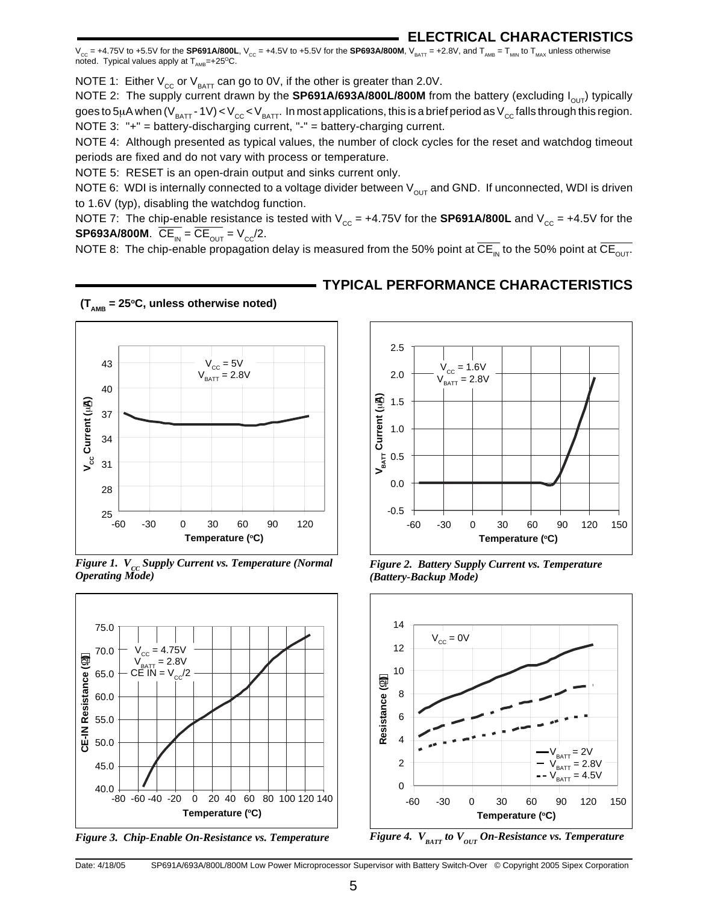## ELECTRICAL CHARACTERISTICS

$V_{CC}$ = +4.75V to +5.5V for the **SP691A/800L**, $V_{CC}$ = +4.5V to +5.5V for the **SP693A/800M**, $V_{BATT}$ = +2.8V, and $T_{AMB}$ = $T_{MIN}$ to $T_{MAX}$ unless otherwise noted. Typical values apply at $T_{AMB}$=+25°C.

NOTE 1: Either $V_{CC}$ or $V_{BATT}$ can go to 0V, if the other is greater than 2.0V.

NOTE 2: The supply current drawn by the **SP691A/693A/800L/800M** from the battery (excluding $I_{OUT}$) typically goes to 5μA when ($V_{BATT}$ - 1V) < $V_{CC}$ < $V_{BATT}$. In most applications, this is a brief period as $V_{CC}$ falls through this region.

NOTE 3: "+" = battery-discharging current, "-" = battery-charging current.

NOTE 4: Although presented as typical values, the number of clock cycles for the reset and watchdog timeout periods are fixed and do not vary with process or temperature.

NOTE 5: RESET is an open-drain output and sinks current only.

NOTE 6: WDI is internally connected to a voltage divider between $V_{OUT}$ and GND. If unconnected, WDI is driven to 1.6V (typ), disabling the watchdog function.

NOTE 7: The chip-enable resistance is tested with $V_{CC}$ = +4.75V for the **SP691A/800L** and $V_{CC}$ = +4.5V for the **SP693A/800M**. $\overline{CE_{IN}} = \overline{CE_{OUT}} = V_{CC}/2$.

NOTE 8: The chip-enable propagation delay is measured from the 50% point at $\overline{CE_{IN}}$ to the 50% point at $\overline{CE_{OUT}}$.

## TYPICAL PERFORMANCE CHARACTERISTICS

**($T_{AMB}$ = 25°C, unless otherwise noted)**

*Figure 1. $V_{CC}$ Supply Current vs. Temperature (Normal Operating Mode)*

*Figure 2. Battery Supply Current vs. Temperature (Battery-Backup Mode)*

*Figure 3. Chip-Enable On-Resistance vs. Temperature*

*Figure 4. $V_{BATT}$ to $V_{OUT}$ On-Resistance vs. Temperature*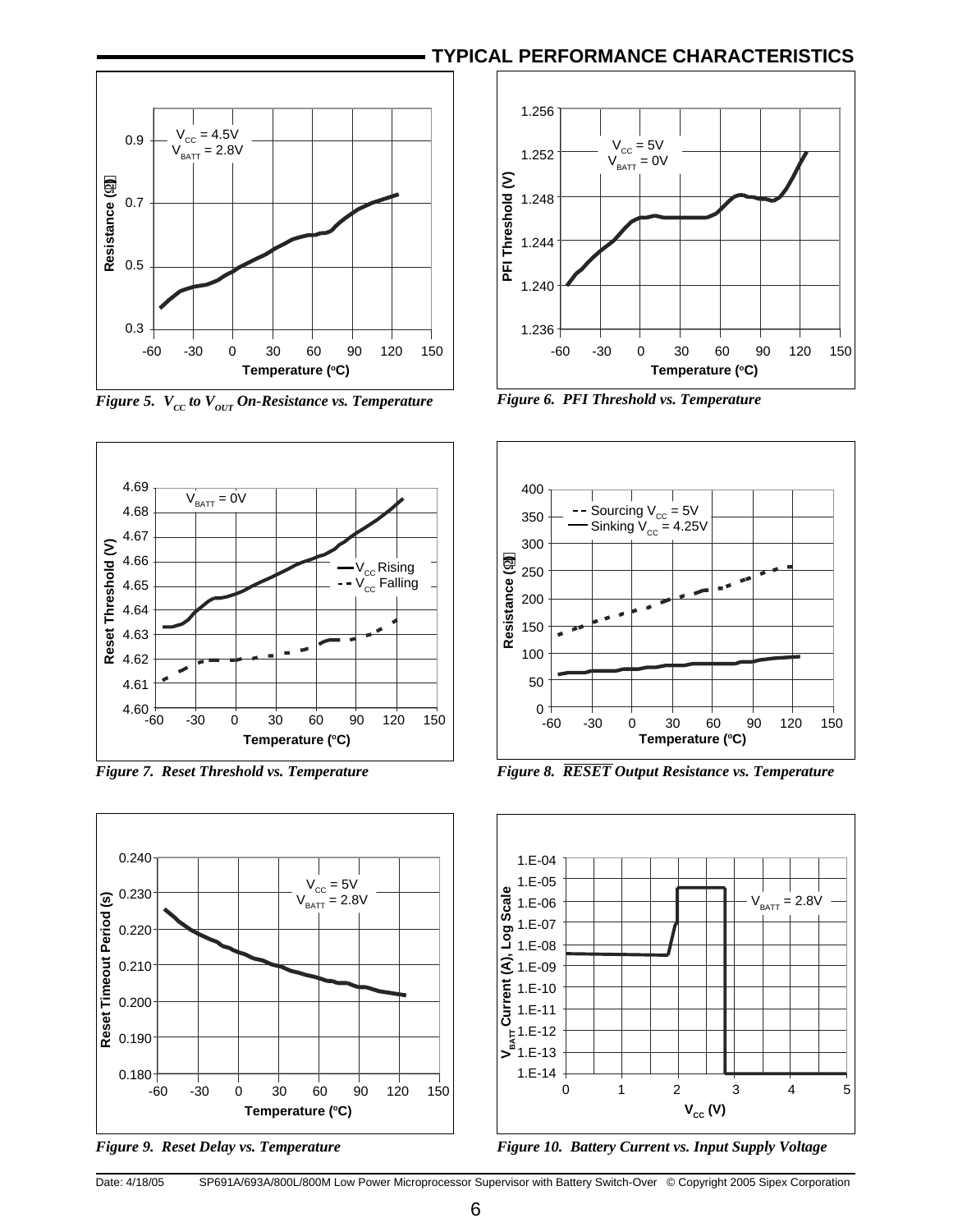## TYPICAL PERFORMANCE CHARACTERISTICS

*Figure 5. $V_{CC}$ to $V_{OUT}$ On-Resistance vs. Temperature*

*Figure 6. PFI Threshold vs. Temperature*

*Figure 7. Reset Threshold vs. Temperature*

*Figure 8. $\overline{RESET}$ Output Resistance vs. Temperature*

*Figure 9. Reset Delay vs. Temperature*

*Figure 10. Battery Current vs. Input Supply Voltage*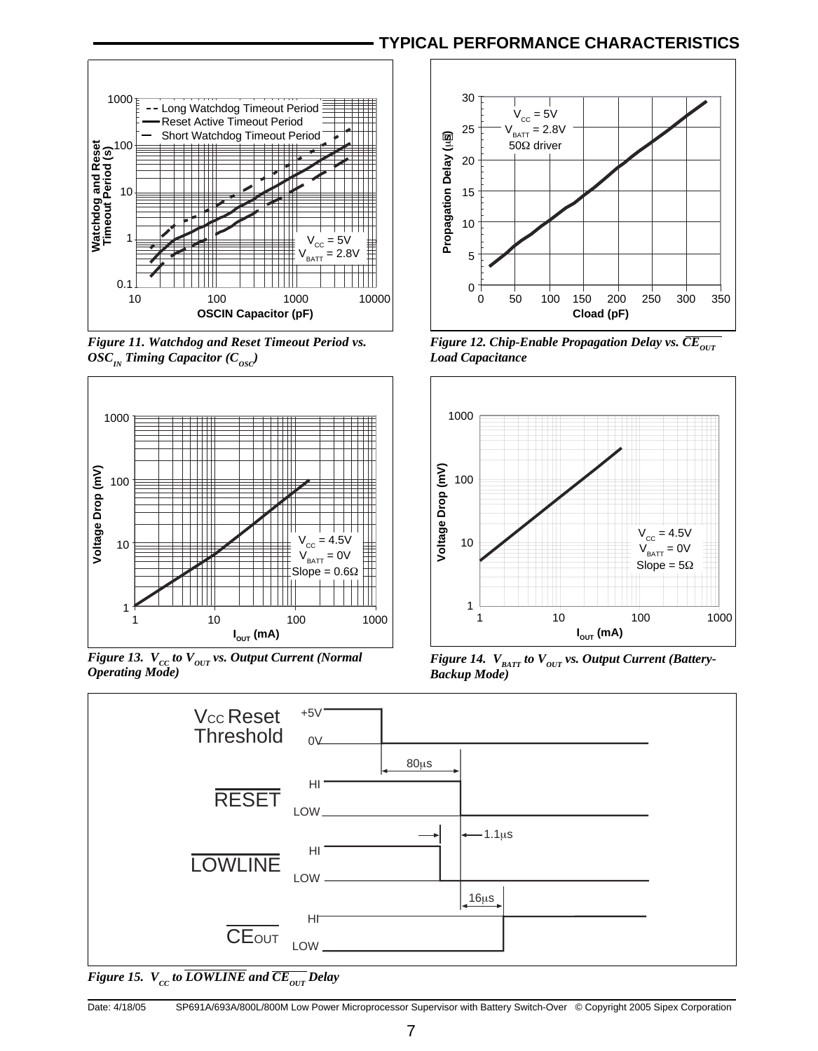## TYPICAL PERFORMANCE CHARACTERISTICS

*Figure 11. Watchdog and Reset Timeout Period vs. $OSC_{IN}$ Timing Capacitor ($C_{OSC}$)*

*Figure 12. Chip-Enable Propagation Delay vs. $\overline{CE_{OUT}}$ Load Capacitance*

*Figure 13. $V_{CC}$ to $V_{OUT}$ vs. Output Current (Normal Operating Mode)*

*Figure 14. $V_{BATT}$ to $V_{OUT}$ vs. Output Current (Battery-Backup Mode)*

*Figure 15. $V_{CC}$ to $\overline{LOWLINE}$ and $\overline{CE_{OUT}}$ Delay*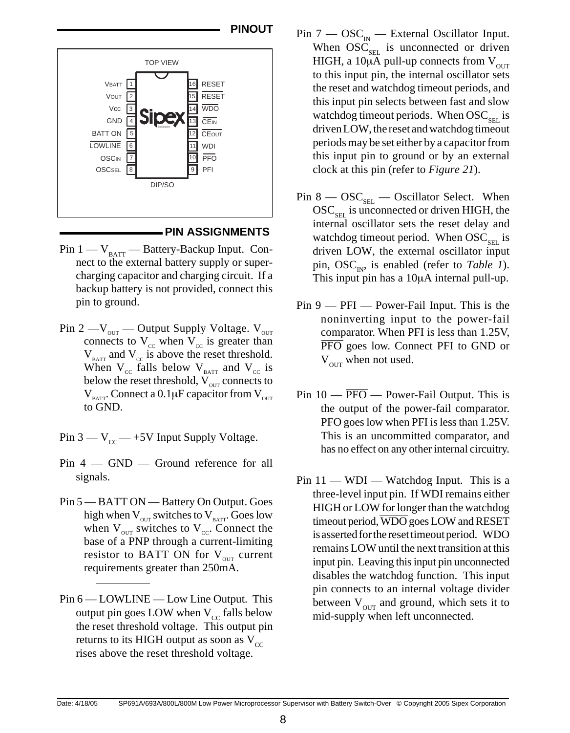## PINOUT

TOP VIEW

| Pin | Name | | Pin | Name |
|---|---|---|---|---|
| 1 | $V_{BATT}$ | | 16 | RESET |
| 2 | $V_{OUT}$ | | 15 | $\overline{RESET}$ |
| 3 | $V_{CC}$ | | 14 | $\overline{WDO}$ |
| 4 | GND | | 13 | $\overline{CE_{IN}}$ |
| 5 | BATT ON | | 12 | $\overline{CE_{OUT}}$ |
| 6 | $\overline{LOWLINE}$ | | 11 | WDI |
| 7 | $OSC_{IN}$ | | 10 | $\overline{PFO}$ |
| 8 | $OSC_{SEL}$ | | 9 | PFI |

DIP/SO

## PIN ASSIGNMENTS

Pin 1 — $V_{BATT}$ — Battery-Backup Input. Connect to the external battery supply or super-charging capacitor and charging circuit. If a backup battery is not provided, connect this pin to ground.

Pin 2 — $V_{OUT}$ — Output Supply Voltage. $V_{OUT}$ connects to $V_{CC}$ when $V_{CC}$ is greater than $V_{BATT}$ and $V_{CC}$ is above the reset threshold. When $V_{CC}$ falls below $V_{BATT}$ and $V_{CC}$ is below the reset threshold, $V_{OUT}$ connects to $V_{BATT}$. Connect a 0.1μF capacitor from $V_{OUT}$ to GND.

Pin 3 — $V_{CC}$ — +5V Input Supply Voltage.

Pin 4 — GND — Ground reference for all signals.

Pin 5 — BATT ON — Battery On Output. Goes high when $V_{OUT}$ switches to $V_{BATT}$. Goes low when $V_{OUT}$ switches to $V_{CC}$. Connect the base of a PNP through a current-limiting resistor to BATT ON for $V_{OUT}$ current requirements greater than 250mA.

Pin 6 — $\overline{LOWLINE}$ — Low Line Output. This output pin goes LOW when $V_{CC}$ falls below the reset threshold voltage. This output pin returns to its HIGH output as soon as $V_{CC}$ rises above the reset threshold voltage.

Pin 7 — $OSC_{IN}$ — External Oscillator Input. When $OSC_{SEL}$ is unconnected or driven HIGH, a 10μA pull-up connects from $V_{OUT}$ to this input pin, the internal oscillator sets the reset and watchdog timeout periods, and this input pin selects between fast and slow watchdog timeout periods. When $OSC_{SEL}$ is driven LOW, the reset and watchdog timeout periods may be set either by a capacitor from this input pin to ground or by an external clock at this pin (refer to *Figure 21*).

Pin 8 — $OSC_{SEL}$ — Oscillator Select. When $OSC_{SEL}$ is unconnected or driven HIGH, the internal oscillator sets the reset delay and watchdog timeout period. When $OSC_{SEL}$ is driven LOW, the external oscillator input pin, $OSC_{IN}$, is enabled (refer to *Table 1*). This input pin has a 10μA internal pull-up.

Pin 9 — PFI — Power-Fail Input. This is the noninverting input to the power-fail comparator. When PFI is less than 1.25V, $\overline{PFO}$ goes low. Connect PFI to GND or $V_{OUT}$ when not used.

Pin 10 — $\overline{PFO}$ — Power-Fail Output. This is the output of the power-fail comparator. PFO goes low when PFI is less than 1.25V. This is an uncommitted comparator, and has no effect on any other internal circuitry.

Pin 11 — WDI — Watchdog Input. This is a three-level input pin. If WDI remains either HIGH or LOW for longer than the watchdog timeout period, $\overline{WDO}$ goes LOW and $\overline{RESET}$ is asserted for the reset timeout period. $\overline{WDO}$ remains LOW until the next transition at this input pin. Leaving this input pin unconnected disables the watchdog function. This input pin connects to an internal voltage divider between $V_{OUT}$ and ground, which sets it to mid-supply when left unconnected.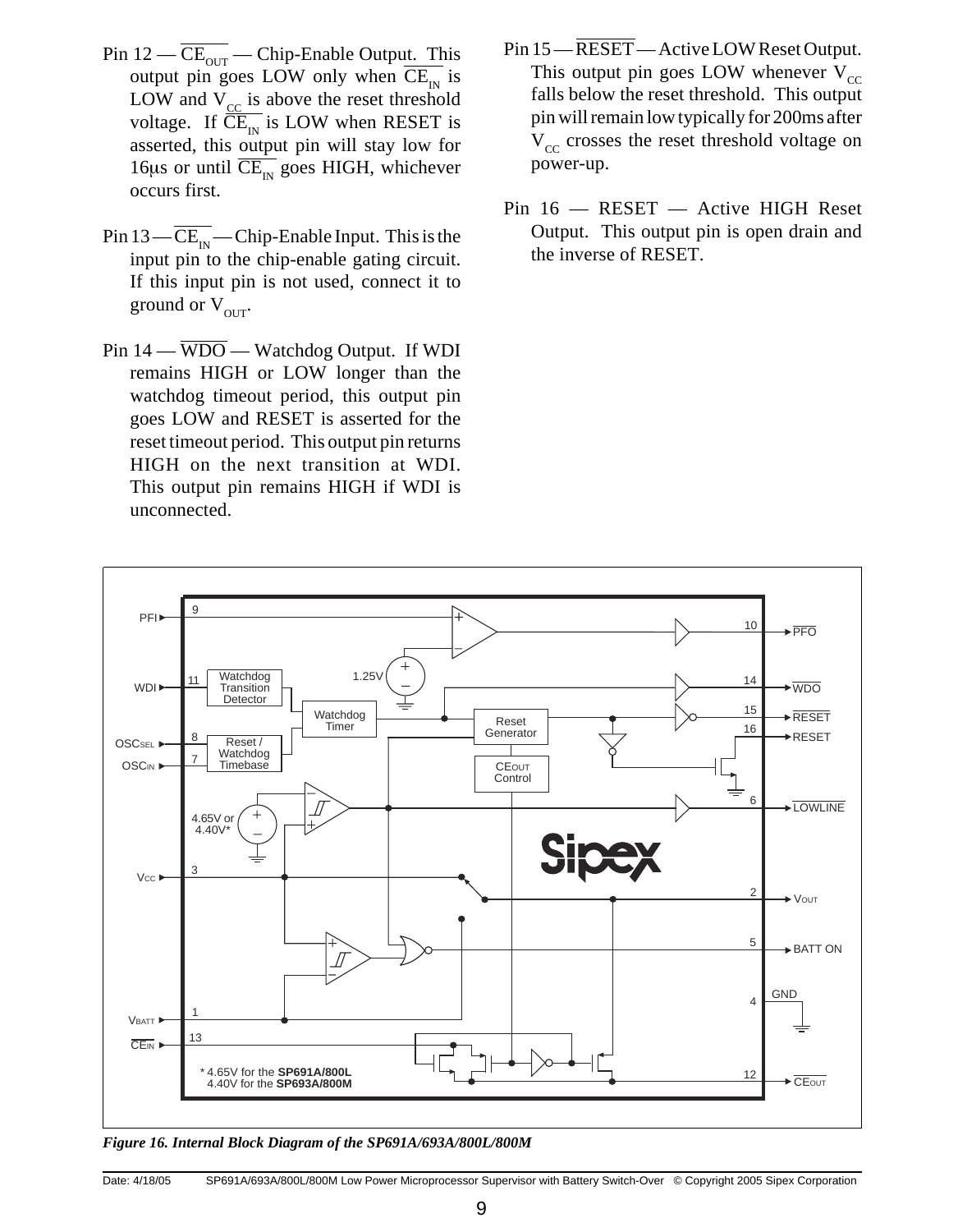Pin 12 — $\overline{CE_{OUT}}$ — Chip-Enable Output. This output pin goes LOW only when $\overline{CE_{IN}}$ is LOW and $V_{CC}$ is above the reset threshold voltage. If $\overline{CE_{IN}}$ is LOW when RESET is asserted, this output pin will stay low for 16μs or until $\overline{CE_{IN}}$ goes HIGH, whichever occurs first.

Pin 13 — $\overline{CE_{IN}}$ — Chip-Enable Input. This is the input pin to the chip-enable gating circuit. If this input pin is not used, connect it to ground or $V_{OUT}$.

Pin 14 — $\overline{WDO}$ — Watchdog Output. If WDI remains HIGH or LOW longer than the watchdog timeout period, this output pin goes LOW and RESET is asserted for the reset timeout period. This output pin returns HIGH on the next transition at WDI. This output pin remains HIGH if WDI is unconnected.

Pin 15 — $\overline{RESET}$ — Active LOW Reset Output. This output pin goes LOW whenever $V_{CC}$ falls below the reset threshold. This output pin will remain low typically for 200ms after $V_{CC}$ crosses the reset threshold voltage on power-up.

Pin 16 — RESET — Active HIGH Reset Output. This output pin is open drain and the inverse of RESET.

*Figure 16. Internal Block Diagram of the SP691A/693A/800L/800M*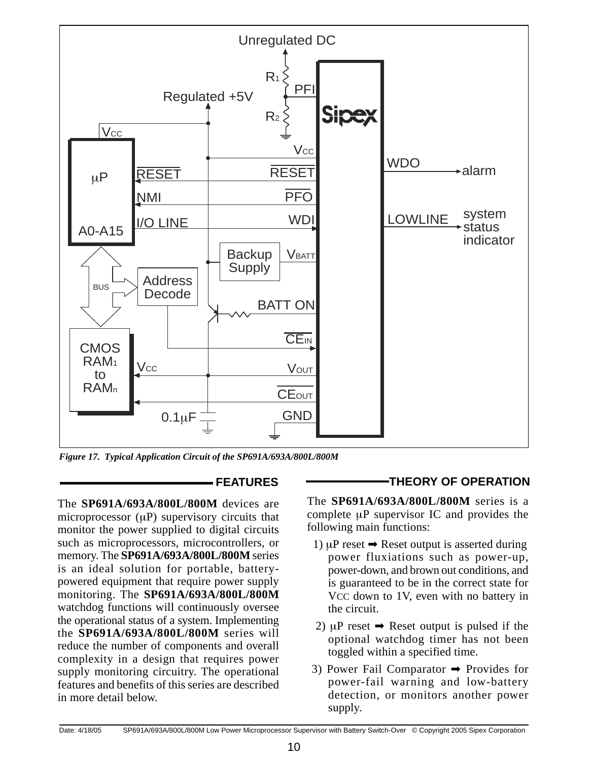*Figure 17. Typical Application Circuit of the SP691A/693A/800L/800M*

## FEATURES

The **SP691A/693A/800L/800M** devices are microprocessor (μP) supervisory circuits that monitor the power supplied to digital circuits such as microprocessors, microcontrollers, or memory. The **SP691A/693A/800L/800M** series is an ideal solution for portable, battery-powered equipment that require power supply monitoring. The **SP691A/693A/800L/800M** watchdog functions will continuously oversee the operational status of a system. Implementing the **SP691A/693A/800L/800M** series will reduce the number of components and overall complexity in a design that requires power supply monitoring circuitry. The operational features and benefits of this series are described in more detail below.

## THEORY OF OPERATION

The **SP691A/693A/800L/800M** series is a complete μP supervisor IC and provides the following main functions:

1) μP reset ➡ Reset output is asserted during power fluxiations such as power-up, power-down, and brown out conditions, and is guaranteed to be in the correct state for $V_{CC}$ down to 1V, even with no battery in the circuit.

2) μP reset ➡ Reset output is pulsed if the optional watchdog timer has not been toggled within a specified time.

3) Power Fail Comparator ➡ Provides for power-fail warning and low-battery detection, or monitors another power supply.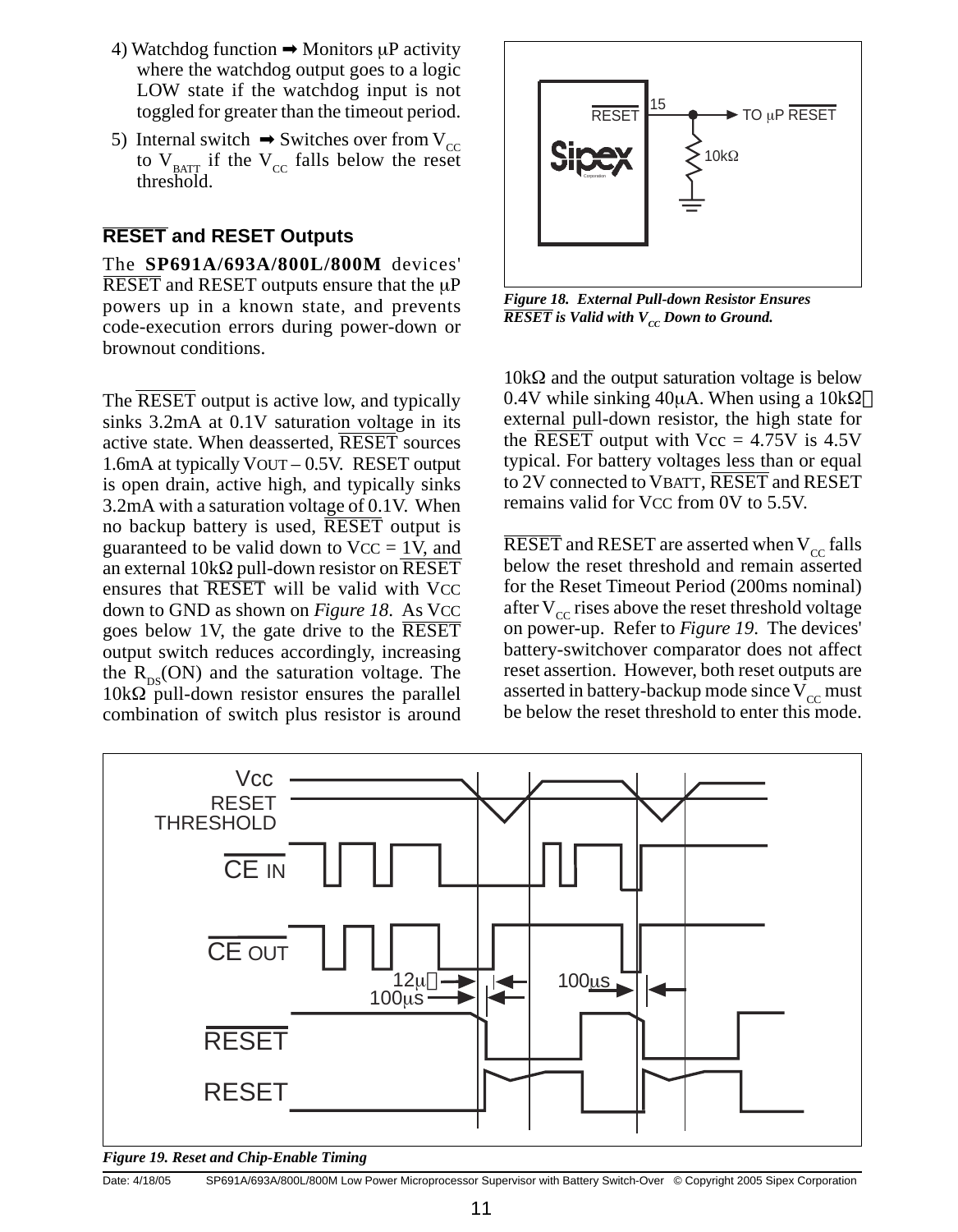4) Watchdog function ➡ Monitors μP activity where the watchdog output goes to a logic LOW state if the watchdog input is not toggled for greater than the timeout period.

5) Internal switch ➡ Switches over from $V_{CC}$ to $V_{BATT}$ if the $V_{CC}$ falls below the reset threshold.

### $\overline{\text{RESET}}$ and RESET Outputs

The **SP691A/693A/800L/800M** devices' $\overline{\text{RESET}}$ and RESET outputs ensure that the μP powers up in a known state, and prevents code-execution errors during power-down or brownout conditions.

The $\overline{\text{RESET}}$ output is active low, and typically sinks 3.2mA at 0.1V saturation voltage in its active state. When deasserted, $\overline{\text{RESET}}$ sources 1.6mA at typically VOUT – 0.5V. RESET output is open drain, active high, and typically sinks 3.2mA with a saturation voltage of 0.1V. When no backup battery is used, $\overline{\text{RESET}}$ output is guaranteed to be valid down to VCC = 1V, and an external 10kΩ pull-down resistor on $\overline{\text{RESET}}$ ensures that $\overline{\text{RESET}}$ will be valid with VCC down to GND as shown on *Figure 18*. As VCC goes below 1V, the gate drive to the $\overline{\text{RESET}}$ output switch reduces accordingly, increasing the $R_{DS}$(ON) and the saturation voltage. The 10kΩ pull-down resistor ensures the parallel combination of switch plus resistor is around 10kΩ and the output saturation voltage is below 0.4V while sinking 40μA. When using a 10kΩ external pull-down resistor, the high state for the $\overline{\text{RESET}}$ output with Vcc = 4.75V is 4.5V typical. For battery voltages less than or equal to 2V connected to VBATT, $\overline{\text{RESET}}$ and RESET remains valid for VCC from 0V to 5.5V.

*Figure 18. External Pull-down Resistor Ensures $\overline{\text{RESET}}$ is Valid with $V_{CC}$ Down to Ground.*

$\overline{\text{RESET}}$ and RESET are asserted when $V_{CC}$ falls below the reset threshold and remain asserted for the Reset Timeout Period (200ms nominal) after $V_{CC}$ rises above the reset threshold voltage on power-up. Refer to *Figure 19*. The devices' battery-switchover comparator does not affect reset assertion. However, both reset outputs are asserted in battery-backup mode since $V_{CC}$ must be below the reset threshold to enter this mode.

*Figure 19. Reset and Chip-Enable Timing*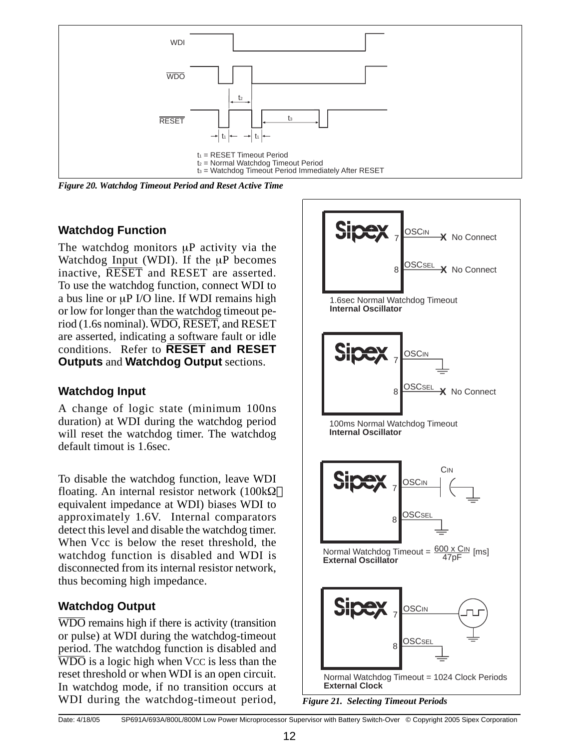t1 = RESET Timeout Period
t2 = Normal Watchdog Timeout Period
t3 = Watchdog Timeout Period Immediately After RESET

*Figure 20. Watchdog Timeout Period and Reset Active Time*

### Watchdog Function

The watchdog monitors µP activity via the Watchdog Input (WDI). If the µP becomes inactive, $\overline{\text{RESET}}$ and RESET are asserted. To use the watchdog function, connect WDI to a bus line or µP I/O line. If WDI remains high or low for longer than the watchdog timeout period (1.6s nominal). $\overline{\text{WDO}}$, $\overline{\text{RESET}}$, and RESET are asserted, indicating a software fault or idle conditions. Refer to **$\overline{\text{RESET}}$ and RESET Outputs** and **Watchdog Output** sections.

### Watchdog Input

A change of logic state (minimum 100ns duration) at WDI during the watchdog period will reset the watchdog timer. The watchdog default timout is 1.6sec.

To disable the watchdog function, leave WDI floating. An internal resistor network (100kΩ equivalent impedance at WDI) biases WDI to approximately 1.6V. Internal comparators detect this level and disable the watchdog timer. When Vcc is below the reset threshold, the watchdog function is disabled and WDI is disconnected from its internal resistor network, thus becoming high impedance.

### Watchdog Output

$\overline{\text{WDO}}$ remains high if there is activity (transition or pulse) at WDI during the watchdog-timeout period. The watchdog function is disabled and $\overline{\text{WDO}}$ is a logic high when $V_{CC}$ is less than the reset threshold or when WDI is an open circuit. In watchdog mode, if no transition occurs at WDI during the watchdog-timeout period,

1.6sec Normal Watchdog Timeout
**Internal Oscillator**

100ms Normal Watchdog Timeout
**Internal Oscillator**

Normal Watchdog Timeout = $\frac{600 \times C_{IN}}{47pF}$ [ms]
**External Oscillator**

Normal Watchdog Timeout = 1024 Clock Periods
**External Clock**

*Figure 21. Selecting Timeout Periods*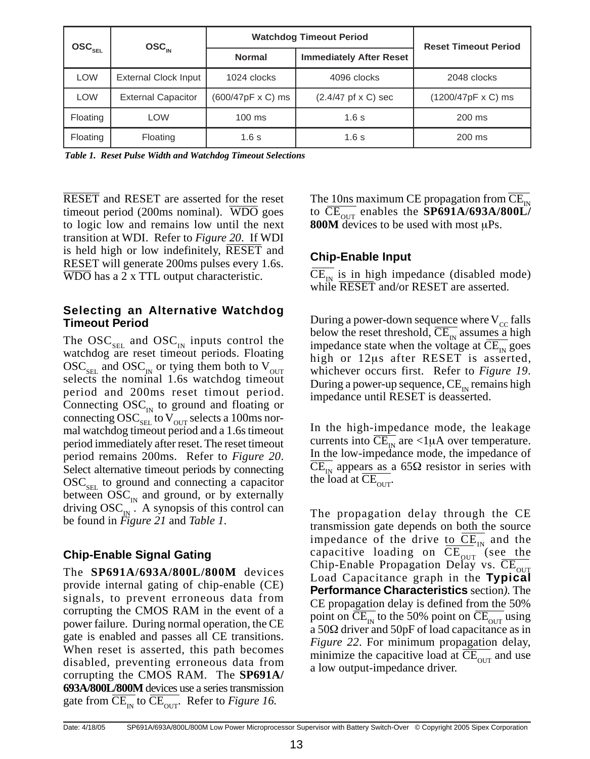| $OSC_{SEL}$ | $OSC_{IN}$ | Watchdog Timeout Period | | Reset Timeout Period |
|---|---|---|---|---|
| | | Normal | Immediately After Reset | |
| LOW | External Clock Input | 1024 clocks | 4096 clocks | 2048 clocks |
| LOW | External Capacitor | (600/47pF x C) ms | (2.4/47 pf x C) sec | (1200/47pF x C) ms |
| Floating | LOW | 100 ms | 1.6 s | 200 ms |
| Floating | Floating | 1.6 s | 1.6 s | 200 ms |

*Table 1. Reset Pulse Width and Watchdog Timeout Selections*

$\overline{RESET}$ and RESET are asserted for the reset timeout period (200ms nominal). $\overline{WDO}$ goes to logic low and remains low until the next transition at WDI. Refer to *Figure 20*. If WDI is held high or low indefinitely, $\overline{RESET}$ and RESET will generate 200ms pulses every 1.6s. $\overline{WDO}$ has a 2 x TTL output characteristic.

### Selecting an Alternative Watchdog Timeout Period

The $OSC_{SEL}$ and $OSC_{IN}$ inputs control the watchdog are reset timeout periods. Floating $OSC_{SEL}$ and $OSC_{IN}$ or tying them both to $V_{OUT}$ selects the nominal 1.6s watchdog timeout period and 200ms reset timout period. Connecting $OSC_{IN}$ to ground and floating or connecting $OSC_{SEL}$ to $V_{OUT}$ selects a 100ms normal watchdog timeout period and a 1.6s timeout period immediately after reset. The reset timeout period remains 200ms. Refer to *Figure 20*. Select alternative timeout periods by connecting $OSC_{SEL}$ to ground and connecting a capacitor between $OSC_{IN}$ and ground, or by externally driving $OSC_{IN}$. A synopsis of this control can be found in *Figure 21* and *Table 1*.

### Chip-Enable Signal Gating

The **SP691A/693A/800L/800M** devices provide internal gating of chip-enable (CE) signals, to prevent erroneous data from corrupting the CMOS RAM in the event of a power failure. During normal operation, the CE gate is enabled and passes all CE transitions. When reset is asserted, this path becomes disabled, preventing erroneous data from corrupting the CMOS RAM. The **SP691A/693A/800L/800M** devices use a series transmission gate from $\overline{CE}_{IN}$ to $\overline{CE}_{OUT}$. Refer to *Figure 16*.

The 10ns maximum CE propagation from $\overline{CE}_{IN}$ to $\overline{CE}_{OUT}$ enables the **SP691A/693A/800L/800M** devices to be used with most μPs.

### Chip-Enable Input

$\overline{CE}_{IN}$ is in high impedance (disabled mode) while $\overline{RESET}$ and/or RESET are asserted.

During a power-down sequence where $V_{CC}$ falls below the reset threshold, $\overline{CE}_{IN}$ assumes a high impedance state when the voltage at $\overline{CE}_{IN}$ goes high or 12μs after RESET is asserted, whichever occurs first. Refer to *Figure 19*. During a power-up sequence, $CE_{IN}$ remains high impedance until RESET is deasserted.

In the high-impedance mode, the leakage currents into $\overline{CE}_{IN}$ are <1μA over temperature. In the low-impedance mode, the impedance of $\overline{CE}_{IN}$ appears as a 65Ω resistor in series with the load at $\overline{CE}_{OUT}$.

The propagation delay through the CE transmission gate depends on both the source impedance of the drive to $\overline{CE}_{IN}$ and the capacitive loading on $\overline{CE}_{OUT}$ (see the Chip-Enable Propagation Delay vs. $\overline{CE}_{OUT}$ Load Capacitance graph in the **Typical Performance Characteristics** section*)*. The CE propagation delay is defined from the 50% point on $\overline{CE}_{IN}$ to the 50% point on $\overline{CE}_{OUT}$ using a 50Ω driver and 50pF of load capacitance as in *Figure 22*. For minimum propagation delay, minimize the capacitive load at $\overline{CE}_{OUT}$ and use a low output-impedance driver.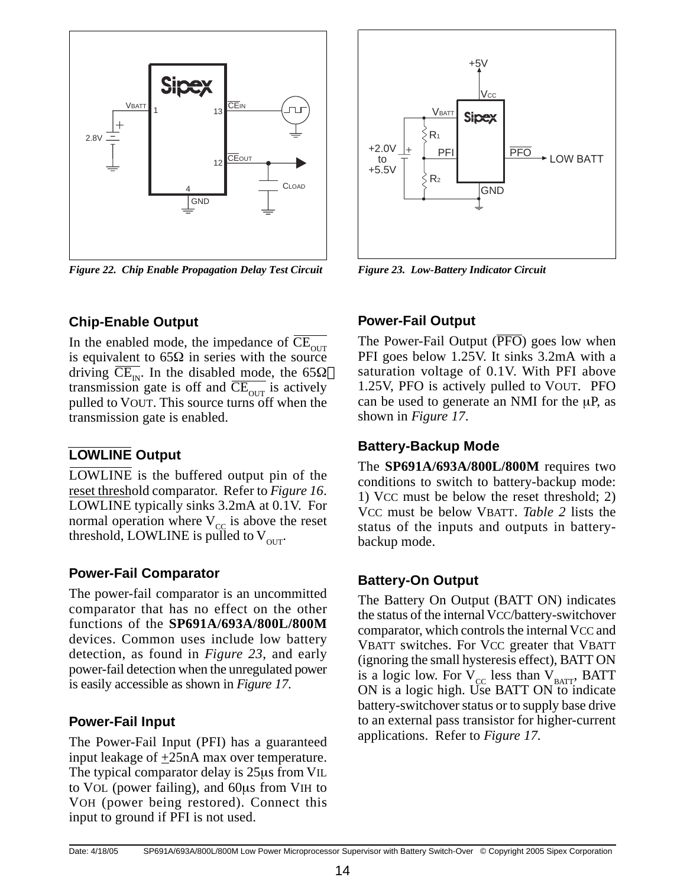*Figure 22. Chip Enable Propagation Delay Test Circuit*

*Figure 23. Low-Battery Indicator Circuit*

### Chip-Enable Output

In the enabled mode, the impedance of $\overline{CE_{OUT}}$ is equivalent to 65Ω in series with the source driving $\overline{CE_{IN}}$. In the disabled mode, the 65Ω transmission gate is off and $\overline{CE_{OUT}}$ is actively pulled to VOUT. This source turns off when the transmission gate is enabled.

### $\overline{LOWLINE}$ Output

$\overline{LOWLINE}$ is the buffered output pin of the reset threshold comparator. Refer to *Figure 16*. LOWLINE typically sinks 3.2mA at 0.1V. For normal operation where $V_{CC}$ is above the reset threshold, LOWLINE is pulled to $V_{OUT}$.

### Power-Fail Comparator

The power-fail comparator is an uncommitted comparator that has no effect on the other functions of the **SP691A/693A/800L/800M** devices. Common uses include low battery detection, as found in *Figure 23*, and early power-fail detection when the unregulated power is easily accessible as shown in *Figure 17*.

### Power-Fail Input

The Power-Fail Input (PFI) has a guaranteed input leakage of ±25nA max over temperature. The typical comparator delay is 25μs from VIL to VOL (power failing), and 60μs from VIH to VOH (power being restored). Connect this input to ground if PFI is not used.

### Power-Fail Output

The Power-Fail Output ($\overline{PFO}$) goes low when PFI goes below 1.25V. It sinks 3.2mA with a saturation voltage of 0.1V. With PFI above 1.25V, PFO is actively pulled to VOUT. PFO can be used to generate an NMI for the μP, as shown in *Figure 17*.

### Battery-Backup Mode

The **SP691A/693A/800L/800M** requires two conditions to switch to battery-backup mode: 1) VCC must be below the reset threshold; 2) VCC must be below VBATT. *Table 2* lists the status of the inputs and outputs in battery-backup mode.

### Battery-On Output

The Battery On Output (BATT ON) indicates the status of the internal VCC/battery-switchover comparator, which controls the internal VCC and VBATT switches. For VCC greater that VBATT (ignoring the small hysteresis effect), BATT ON is a logic low. For $V_{CC}$ less than $V_{BATT}$, BATT ON is a logic high. Use BATT ON to indicate battery-switchover status or to supply base drive to an external pass transistor for higher-current applications. Refer to *Figure 17*.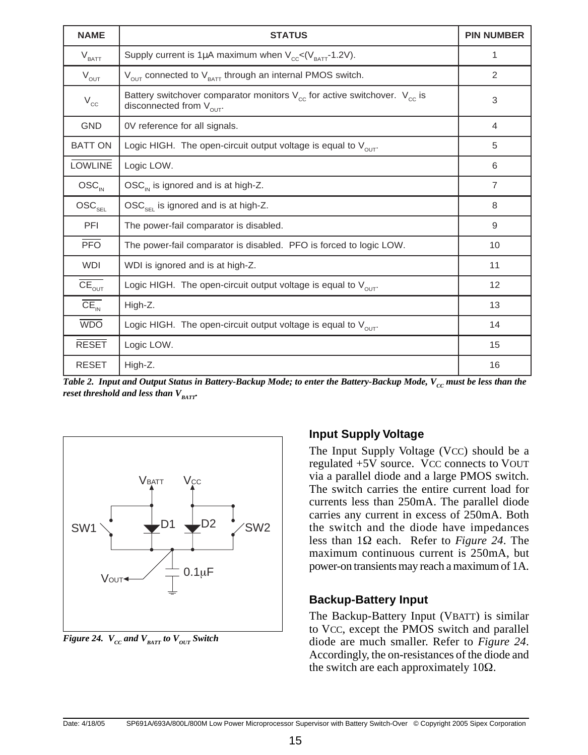| NAME | STATUS | PIN NUMBER |
|---|---|---|
| $V_{BATT}$ | Supply current is 1µA maximum when $V_{CC}$<($V_{BATT}$-1.2V). | 1 |
| $V_{OUT}$ | $V_{OUT}$ connected to $V_{BATT}$ through an internal PMOS switch. | 2 |
| $V_{CC}$ | Battery switchover comparator monitors $V_{CC}$ for active switchover. $V_{CC}$ is disconnected from $V_{OUT}$. | 3 |
| GND | 0V reference for all signals. | 4 |
| BATT ON | Logic HIGH. The open-circuit output voltage is equal to $V_{OUT}$. | 5 |
| $\overline{\text{LOWLINE}}$ | Logic LOW. | 6 |
| $OSC_{IN}$ | $OSC_{IN}$ is ignored and is at high-Z. | 7 |
| $OSC_{SEL}$ | $OSC_{SEL}$ is ignored and is at high-Z. | 8 |
| PFI | The power-fail comparator is disabled. | 9 |
| $\overline{\text{PFO}}$ | The power-fail comparator is disabled. PFO is forced to logic LOW. | 10 |
| WDI | WDI is ignored and is at high-Z. | 11 |
| $\overline{CE_{OUT}}$ | Logic HIGH. The open-circuit output voltage is equal to $V_{OUT}$. | 12 |
| $\overline{CE_{IN}}$ | High-Z. | 13 |
| $\overline{\text{WDO}}$ | Logic HIGH. The open-circuit output voltage is equal to $V_{OUT}$. | 14 |
| $\overline{\text{RESET}}$ | Logic LOW. | 15 |
| RESET | High-Z. | 16 |

*Table 2. Input and Output Status in Battery-Backup Mode; to enter the Battery-Backup Mode, $V_{CC}$ must be less than the reset threshold and less than $V_{BATT}$.*

*Figure 24. $V_{CC}$ and $V_{BATT}$ to $V_{OUT}$ Switch*

### Input Supply Voltage

The Input Supply Voltage (VCC) should be a regulated +5V source. VCC connects to VOUT via a parallel diode and a large PMOS switch. The switch carries the entire current load for currents less than 250mA. The parallel diode carries any current in excess of 250mA. Both the switch and the diode have impedances less than 1Ω each. Refer to *Figure 24*. The maximum continuous current is 250mA, but power-on transients may reach a maximum of 1A.

### Backup-Battery Input

The Backup-Battery Input (VBATT) is similar to VCC, except the PMOS switch and parallel diode are much smaller. Refer to *Figure 24*. Accordingly, the on-resistances of the diode and the switch are each approximately 10Ω.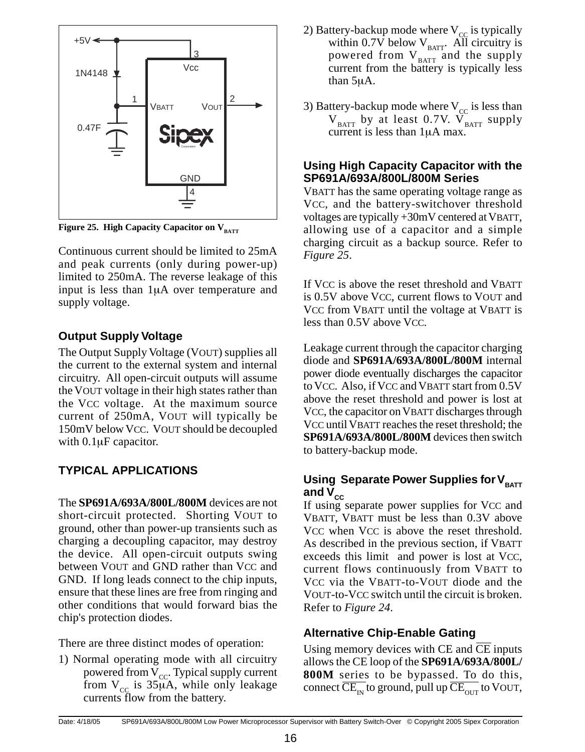Figure 25. High Capacity Capacitor on $V_{BATT}$

Continuous current should be limited to 25mA and peak currents (only during power-up) limited to 250mA. The reverse leakage of this input is less than 1μA over temperature and supply voltage.

### Output Supply Voltage

The Output Supply Voltage (VOUT) supplies all the current to the external system and internal circuitry. All open-circuit outputs will assume the VOUT voltage in their high states rather than the VCC voltage. At the maximum source current of 250mA, VOUT will typically be 150mV below VCC. VOUT should be decoupled with 0.1μF capacitor.

## TYPICAL APPLICATIONS

The **SP691A/693A/800L/800M** devices are not short-circuit protected. Shorting VOUT to ground, other than power-up transients such as charging a decoupling capacitor, may destroy the device. All open-circuit outputs swing between VOUT and GND rather than VCC and GND. If long leads connect to the chip inputs, ensure that these lines are free from ringing and other conditions that would forward bias the chip's protection diodes.

There are three distinct modes of operation:

1) Normal operating mode with all circuitry powered from $V_{CC}$. Typical supply current from $V_{CC}$ is 35μA, while only leakage currents flow from the battery.

2) Battery-backup mode where $V_{CC}$ is typically within 0.7V below $V_{BATT}$. All circuitry is powered from $V_{BATT}$ and the supply current from the battery is typically less than 5μA.

3) Battery-backup mode where $V_{CC}$ is less than $V_{BATT}$ by at least 0.7V. $V_{BATT}$ supply current is less than 1μA max.

### Using High Capacity Capacitor with the SP691A/693A/800L/800M Series

VBATT has the same operating voltage range as VCC, and the battery-switchover threshold voltages are typically +30mV centered at VBATT, allowing use of a capacitor and a simple charging circuit as a backup source. Refer to *Figure 25*.

If VCC is above the reset threshold and VBATT is 0.5V above VCC, current flows to VOUT and VCC from VBATT until the voltage at VBATT is less than 0.5V above VCC.

Leakage current through the capacitor charging diode and **SP691A/693A/800L/800M** internal power diode eventually discharges the capacitor to VCC. Also, if VCC and VBATT start from 0.5V above the reset threshold and power is lost at VCC, the capacitor on VBATT discharges through VCC until VBATT reaches the reset threshold; the **SP691A/693A/800L/800M** devices then switch to battery-backup mode.

### Using Separate Power Supplies for $V_{BATT}$ and $V_{CC}$

If using separate power supplies for VCC and VBATT, VBATT must be less than 0.3V above VCC when VCC is above the reset threshold. As described in the previous section, if VBATT exceeds this limit and power is lost at VCC, current flows continuously from VBATT to VCC via the VBATT-to-VOUT diode and the VOUT-to-VCC switch until the circuit is broken. Refer to *Figure 24*.

### Alternative Chip-Enable Gating

Using memory devices with CE and $\overline{CE}$ inputs allows the CE loop of the **SP691A/693A/800L/800M** series to be bypassed. To do this, connect $\overline{CE_{IN}}$ to ground, pull up $\overline{CE_{OUT}}$ to VOUT,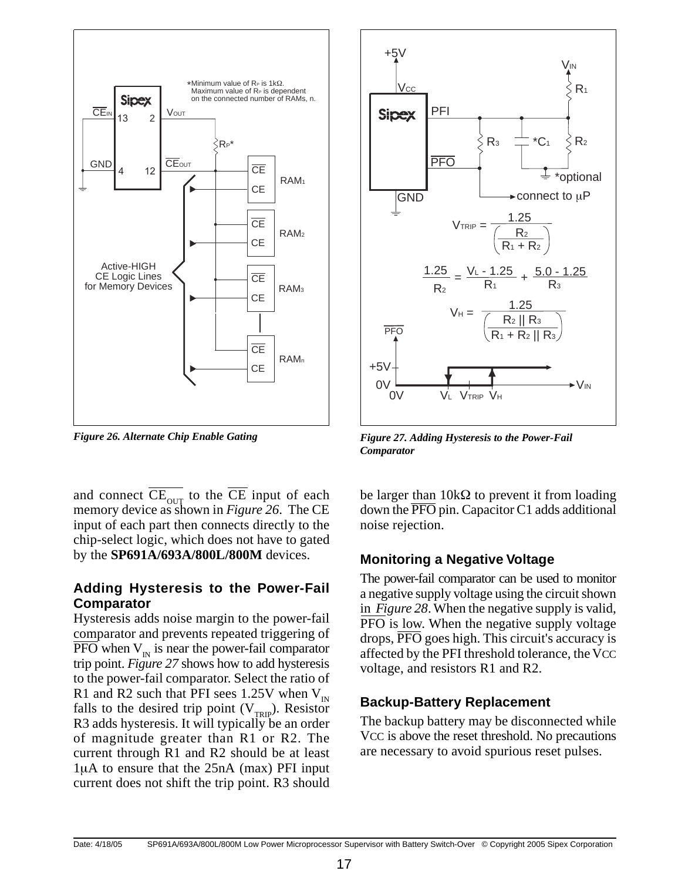Figure 26. Alternate Chip Enable Gating

Figure 27. Adding Hysteresis to the Power-Fail Comparator

$$V_{TRIP} = \frac{1.25}{\left(\frac{R_2}{R_1 + R_2}\right)}$$

$$\frac{1.25}{R_2} = \frac{V_L - 1.25}{R_1} + \frac{5.0 - 1.25}{R_3}$$

$$V_H = \frac{1.25}{\left(\frac{R_2 \parallel R_3}{R_1 + R_2 \parallel R_3}\right)}$$

and connect $\overline{CE}_{OUT}$ to the $\overline{CE}$ input of each memory device as shown in *Figure 26*. The CE input of each part then connects directly to the chip-select logic, which does not have to gated by the **SP691A/693A/800L/800M** devices.

### Adding Hysteresis to the Power-Fail Comparator

Hysteresis adds noise margin to the power-fail comparator and prevents repeated triggering of $\overline{PFO}$ when $V_{IN}$ is near the power-fail comparator trip point. *Figure 27* shows how to add hysteresis to the power-fail comparator. Select the ratio of R1 and R2 such that PFI sees 1.25V when $V_{IN}$ falls to the desired trip point ($V_{TRIP}$). Resistor R3 adds hysteresis. It will typically be an order of magnitude greater than R1 or R2. The current through R1 and R2 should be at least 1μA to ensure that the 25nA (max) PFI input current does not shift the trip point. R3 should be larger than 10kΩ to prevent it from loading down the $\overline{PFO}$ pin. Capacitor C1 adds additional noise rejection.

### Monitoring a Negative Voltage

The power-fail comparator can be used to monitor a negative supply voltage using the circuit shown in *Figure 28*. When the negative supply is valid, $\overline{PFO}$ is low. When the negative supply voltage drops, $\overline{PFO}$ goes high. This circuit's accuracy is affected by the PFI threshold tolerance, the VCC voltage, and resistors R1 and R2.

### Backup-Battery Replacement

The backup battery may be disconnected while VCC is above the reset threshold. No precautions are necessary to avoid spurious reset pulses.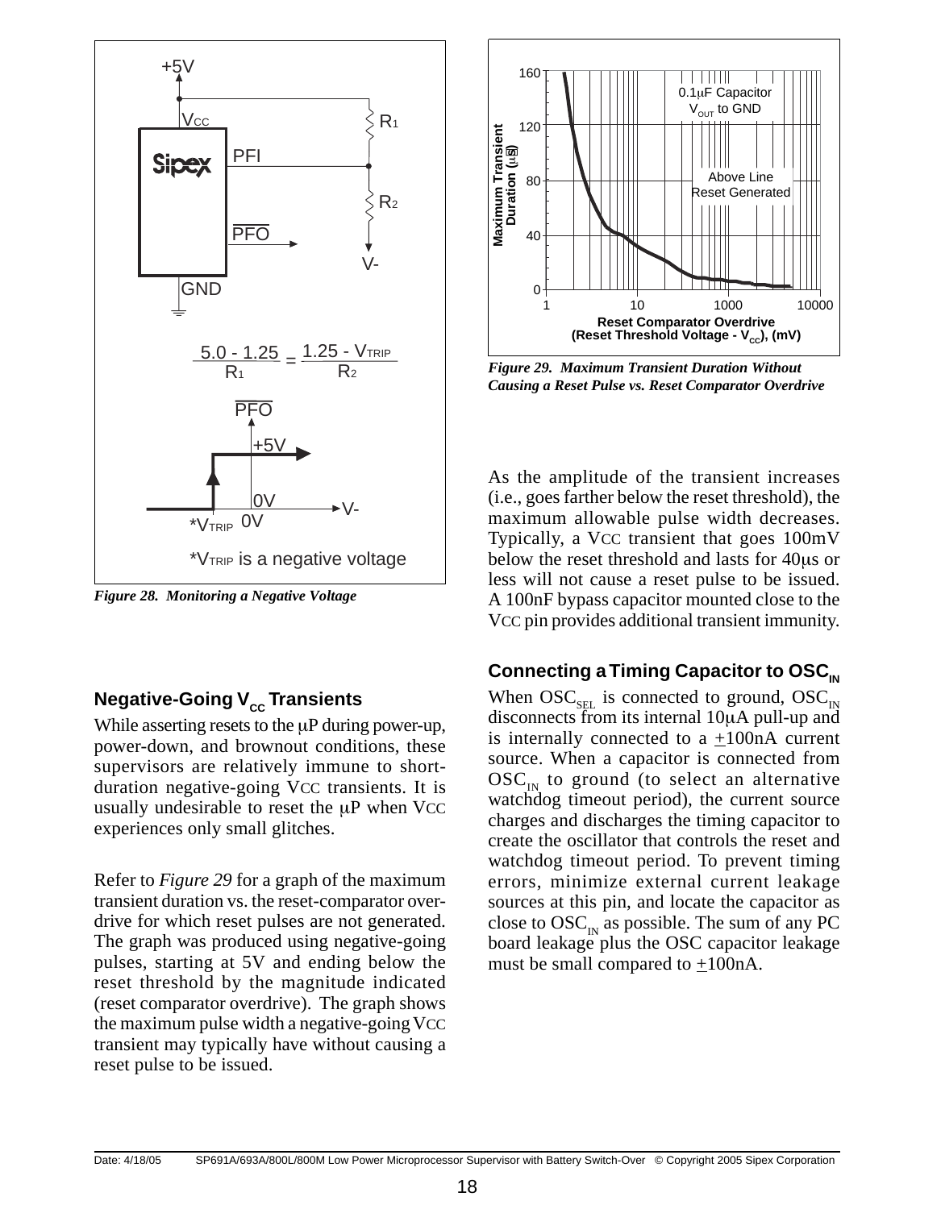$$\frac{5.0 - 1.25}{R_1} = \frac{1.25 - V_{TRIP}}{R_2}$$

*$V_{TRIP}$ is a negative voltage

*Figure 28. Monitoring a Negative Voltage*

## Negative-Going $V_{CC}$ Transients

While asserting resets to the µP during power-up, power-down, and brownout conditions, these supervisors are relatively immune to short-duration negative-going VCC transients. It is usually undesirable to reset the µP when VCC experiences only small glitches.

Refer to *Figure 29* for a graph of the maximum transient duration vs. the reset-comparator overdrive for which reset pulses are not generated. The graph was produced using negative-going pulses, starting at 5V and ending below the reset threshold by the magnitude indicated (reset comparator overdrive). The graph shows the maximum pulse width a negative-going VCC transient may typically have without causing a reset pulse to be issued.

*Figure 29. Maximum Transient Duration Without Causing a Reset Pulse vs. Reset Comparator Overdrive*

As the amplitude of the transient increases (i.e., goes farther below the reset threshold), the maximum allowable pulse width decreases. Typically, a VCC transient that goes 100mV below the reset threshold and lasts for 40µs or less will not cause a reset pulse to be issued. A 100nF bypass capacitor mounted close to the VCC pin provides additional transient immunity.

## Connecting a Timing Capacitor to $OSC_{IN}$

When $OSC_{SEL}$ is connected to ground, $OSC_{IN}$ disconnects from its internal 10µA pull-up and is internally connected to a ±100nA current source. When a capacitor is connected from $OSC_{IN}$ to ground (to select an alternative watchdog timeout period), the current source charges and discharges the timing capacitor to create the oscillator that controls the reset and watchdog timeout period. To prevent timing errors, minimize external current leakage sources at this pin, and locate the capacitor as close to $OSC_{IN}$ as possible. The sum of any PC board leakage plus the OSC capacitor leakage must be small compared to ±100nA.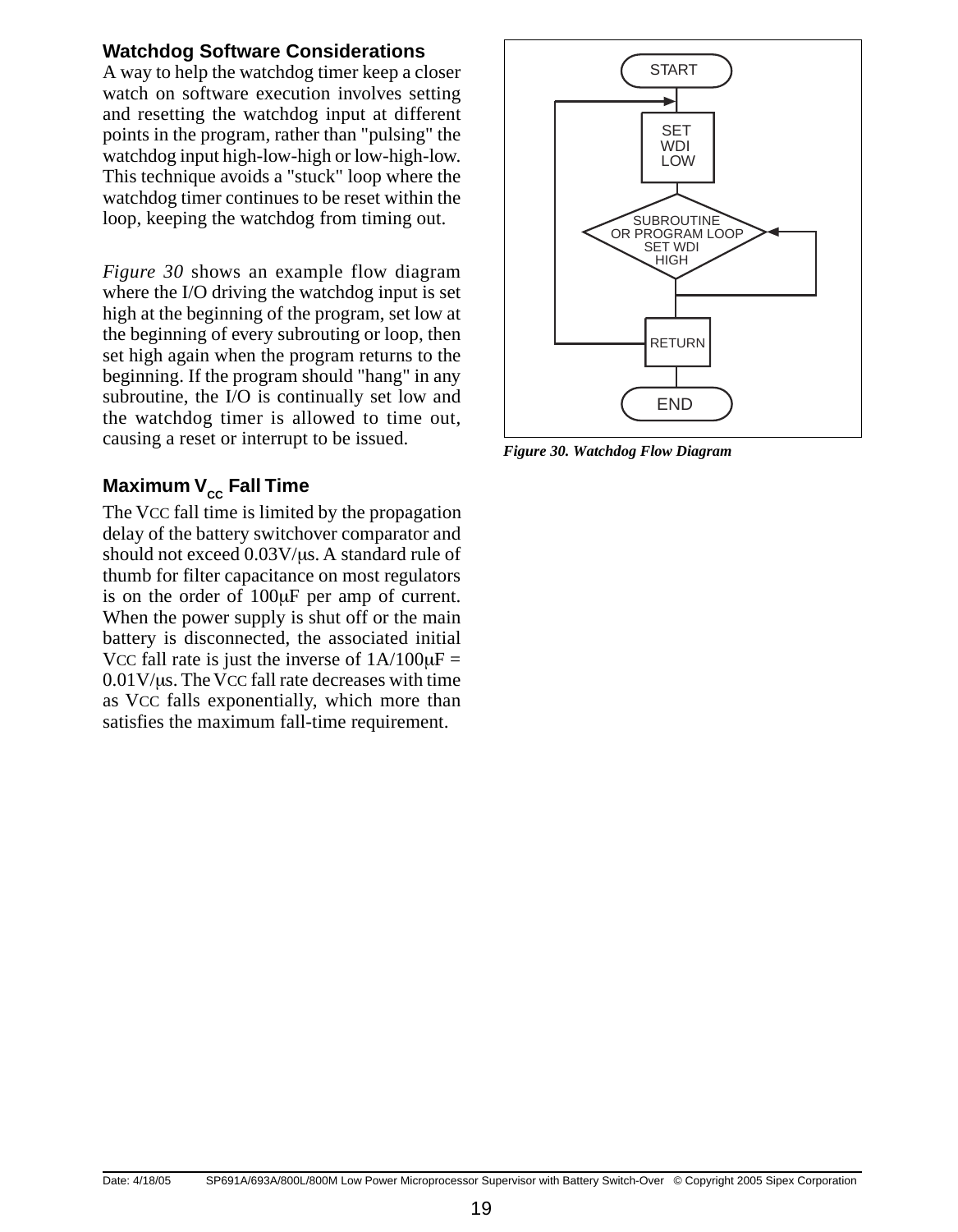### Watchdog Software Considerations

A way to help the watchdog timer keep a closer watch on software execution involves setting and resetting the watchdog input at different points in the program, rather than "pulsing" the watchdog input high-low-high or low-high-low. This technique avoids a "stuck" loop where the watchdog timer continues to be reset within the loop, keeping the watchdog from timing out.

*Figure 30* shows an example flow diagram where the I/O driving the watchdog input is set high at the beginning of the program, set low at the beginning of every subrouting or loop, then set high again when the program returns to the beginning. If the program should "hang" in any subroutine, the I/O is continually set low and the watchdog timer is allowed to time out, causing a reset or interrupt to be issued.

*Figure 30. Watchdog Flow Diagram*

### Maximum $V_{CC}$ Fall Time

The VCC fall time is limited by the propagation delay of the battery switchover comparator and should not exceed 0.03V/μs. A standard rule of thumb for filter capacitance on most regulators is on the order of 100μF per amp of current. When the power supply is shut off or the main battery is disconnected, the associated initial VCC fall rate is just the inverse of 1A/100μF = 0.01V/μs. The VCC fall rate decreases with time as VCC falls exponentially, which more than satisfies the maximum fall-time requirement.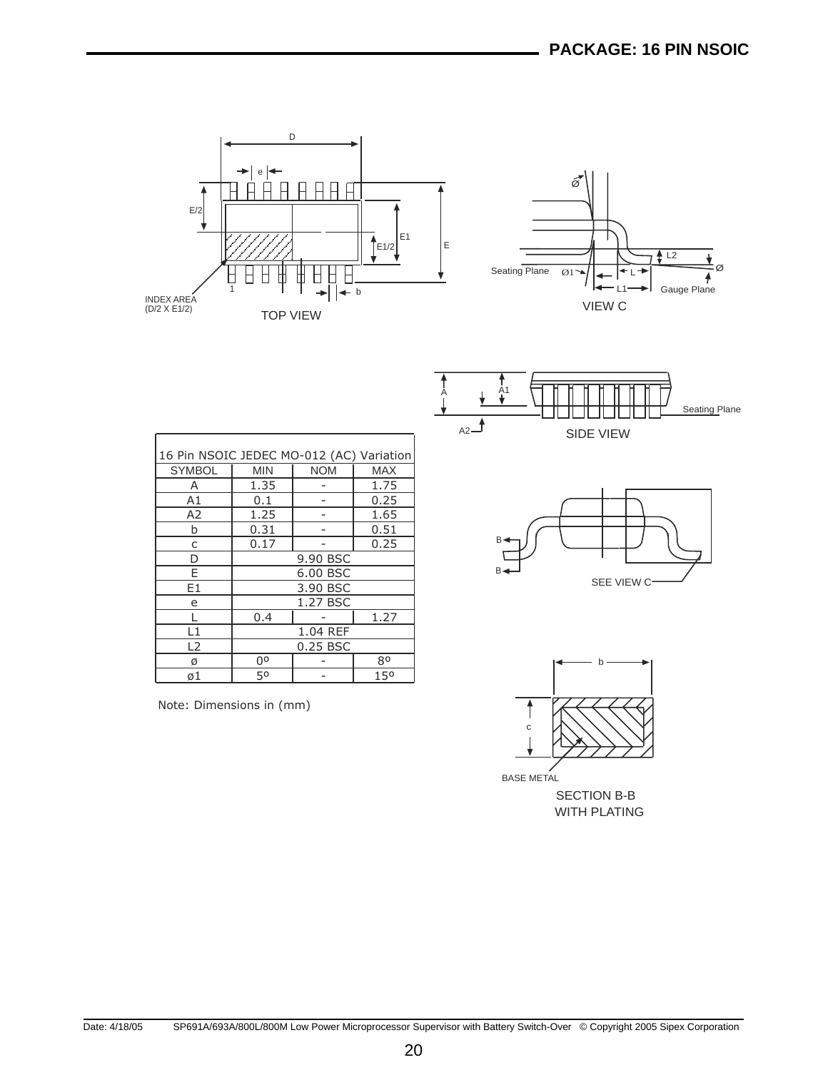# PACKAGE: 16 PIN NSOIC

TOP VIEW

VIEW C

SIDE VIEW

SEE VIEW C

SECTION B-B
WITH PLATING

BASE METAL

| 16 Pin NSOIC JEDEC MO-012 (AC) Variation | | | |
|---|---|---|---|
| SYMBOL | MIN | NOM | MAX |
| A | 1.35 | - | 1.75 |
| A1 | 0.1 | - | 0.25 |
| A2 | 1.25 | - | 1.65 |
| b | 0.31 | - | 0.51 |
| c | 0.17 | - | 0.25 |
| D | 9.90 BSC | | |
| E | 6.00 BSC | | |
| E1 | 3.90 BSC | | |
| e | 1.27 BSC | | |
| L | 0.4 | - | 1.27 |
| L1 | 1.04 REF | | |
| L2 | 0.25 BSC | | |
| ø | 0º | - | 8º |
| ø1 | 5º | - | 15º |

Note: Dimensions in (mm)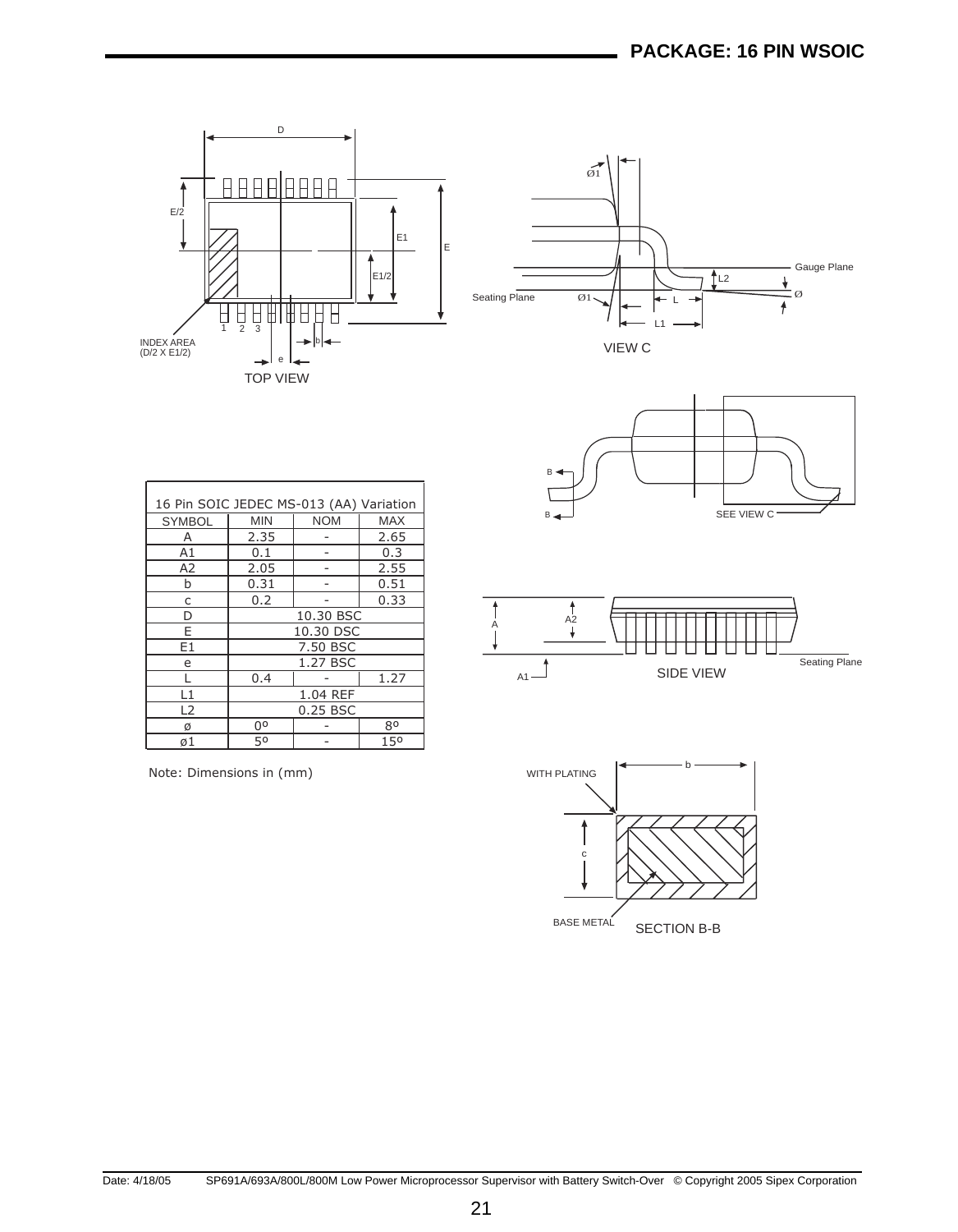# PACKAGE: 16 PIN WSOIC

TOP VIEW

VIEW C

SIDE VIEW

SECTION B-B

| 16 Pin SOIC JEDEC MS-013 (AA) Variation | | | |
|---|---|---|---|
| SYMBOL | MIN | NOM | MAX |
| A | 2.35 | - | 2.65 |
| A1 | 0.1 | - | 0.3 |
| A2 | 2.05 | - | 2.55 |
| b | 0.31 | - | 0.51 |
| c | 0.2 | - | 0.33 |
| D | 10.30 BSC | | |
| E | 10.30 DSC | | |
| E1 | 7.50 BSC | | |
| e | 1.27 BSC | | |
| L | 0.4 | - | 1.27 |
| L1 | 1.04 REF | | |
| L2 | 0.25 BSC | | |
| ø | 0º | - | 8º |
| ø1 | 5º | - | 15º |

Note: Dimensions in (mm)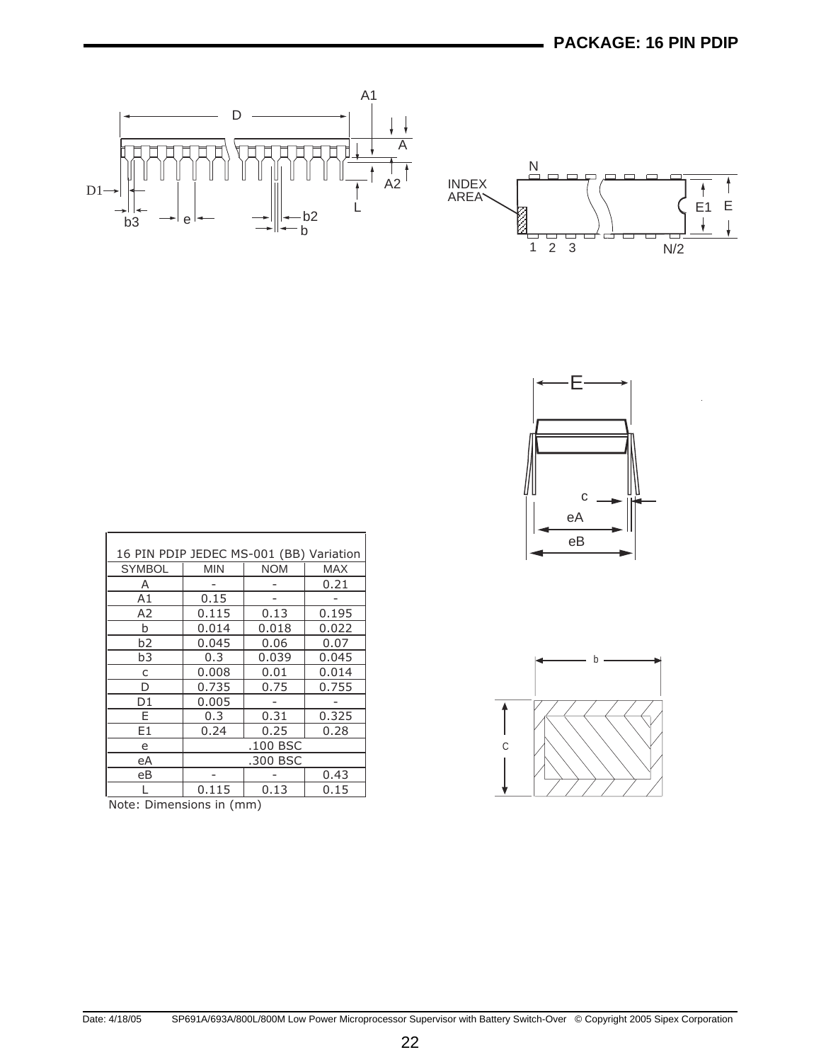## PACKAGE: 16 PIN PDIP

| 16 PIN PDIP JEDEC MS-001 (BB) Variation | | | |
|---|---|---|---|
| SYMBOL | MIN | NOM | MAX |
| A | - | - | 0.21 |
| A1 | 0.15 | - | - |
| A2 | 0.115 | 0.13 | 0.195 |
| b | 0.014 | 0.018 | 0.022 |
| b2 | 0.045 | 0.06 | 0.07 |
| b3 | 0.3 | 0.039 | 0.045 |
| c | 0.008 | 0.01 | 0.014 |
| D | 0.735 | 0.75 | 0.755 |
| D1 | 0.005 | - | - |
| E | 0.3 | 0.31 | 0.325 |
| E1 | 0.24 | 0.25 | 0.28 |
| e | .100 BSC | | |
| eA | .300 BSC | | |
| eB | - | - | 0.43 |
| L | 0.115 | 0.13 | 0.15 |

Note: Dimensions in (mm)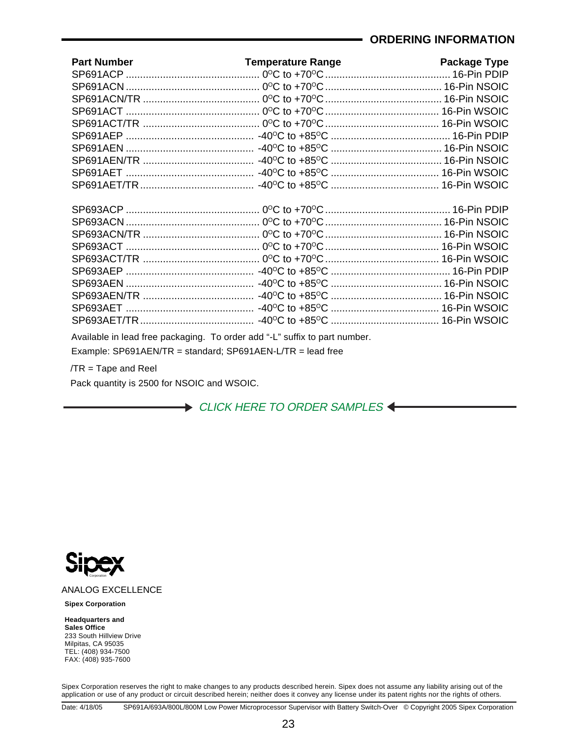## ORDERING INFORMATION

| Part Number | Temperature Range | Package Type |
|---|---|---|
| SP691ACP | 0°C to +70°C | 16-Pin PDIP |
| SP691ACN | 0°C to +70°C | 16-Pin NSOIC |
| SP691ACN/TR | 0°C to +70°C | 16-Pin NSOIC |
| SP691ACT | 0°C to +70°C | 16-Pin WSOIC |
| SP691ACT/TR | 0°C to +70°C | 16-Pin WSOIC |
| SP691AEP | -40°C to +85°C | 16-Pin PDIP |
| SP691AEN | -40°C to +85°C | 16-Pin NSOIC |
| SP691AEN/TR | -40°C to +85°C | 16-Pin NSOIC |
| SP691AET | -40°C to +85°C | 16-Pin WSOIC |
| SP691AET/TR | -40°C to +85°C | 16-Pin WSOIC |
| SP693ACP | 0°C to +70°C | 16-Pin PDIP |
| SP693ACN | 0°C to +70°C | 16-Pin NSOIC |
| SP693ACN/TR | 0°C to +70°C | 16-Pin NSOIC |
| SP693ACT | 0°C to +70°C | 16-Pin WSOIC |
| SP693ACT/TR | 0°C to +70°C | 16-Pin WSOIC |
| SP693AEP | -40°C to +85°C | 16-Pin PDIP |
| SP693AEN | -40°C to +85°C | 16-Pin NSOIC |
| SP693AEN/TR | -40°C to +85°C | 16-Pin NSOIC |
| SP693AET | -40°C to +85°C | 16-Pin WSOIC |
| SP693AET/TR | -40°C to +85°C | 16-Pin WSOIC |

Available in lead free packaging. To order add "-L" suffix to part number.

Example: SP691AEN/TR = standard; SP691AEN-L/TR = lead free

/TR = Tape and Reel

Pack quantity is 2500 for NSOIC and WSOIC.

*CLICK HERE TO ORDER SAMPLES*

Sipex Corporation

ANALOG EXCELLENCE

**Sipex Corporation**

**Headquarters and Sales Office**
233 South Hillview Drive
Milpitas, CA 95035
TEL: (408) 934-7500
FAX: (408) 935-7600

Sipex Corporation reserves the right to make changes to any products described herein. Sipex does not assume any liability arising out of the application or use of any product or circuit described herein; neither does it convey any license under its patent rights nor the rights of others.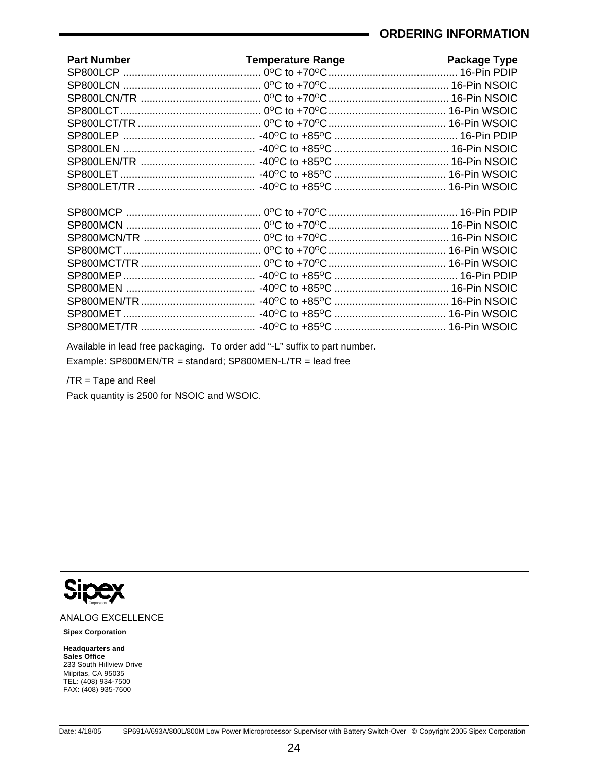## ORDERING INFORMATION

| Part Number | Temperature Range | Package Type |
|---|---|---|
| SP800LCP | 0°C to +70°C | 16-Pin PDIP |
| SP800LCN | 0°C to +70°C | 16-Pin NSOIC |
| SP800LCN/TR | 0°C to +70°C | 16-Pin NSOIC |
| SP800LCT | 0°C to +70°C | 16-Pin WSOIC |
| SP800LCT/TR | 0°C to +70°C | 16-Pin WSOIC |
| SP800LEP | -40°C to +85°C | 16-Pin PDIP |
| SP800LEN | -40°C to +85°C | 16-Pin NSOIC |
| SP800LEN/TR | -40°C to +85°C | 16-Pin NSOIC |
| SP800LET | -40°C to +85°C | 16-Pin WSOIC |
| SP800LET/TR | -40°C to +85°C | 16-Pin WSOIC |
| SP800MCP | 0°C to +70°C | 16-Pin PDIP |
| SP800MCN | 0°C to +70°C | 16-Pin NSOIC |
| SP800MCN/TR | 0°C to +70°C | 16-Pin NSOIC |
| SP800MCT | 0°C to +70°C | 16-Pin WSOIC |
| SP800MCT/TR | 0°C to +70°C | 16-Pin WSOIC |
| SP800MEP | -40°C to +85°C | 16-Pin PDIP |
| SP800MEN | -40°C to +85°C | 16-Pin NSOIC |
| SP800MEN/TR | -40°C to +85°C | 16-Pin NSOIC |
| SP800MET | -40°C to +85°C | 16-Pin WSOIC |
| SP800MET/TR | -40°C to +85°C | 16-Pin WSOIC |

Available in lead free packaging. To order add "-L" suffix to part number.

Example: SP800MEN/TR = standard; SP800MEN-L/TR = lead free

/TR = Tape and Reel

Pack quantity is 2500 for NSOIC and WSOIC.

Sipex Corporation

ANALOG EXCELLENCE

**Sipex Corporation**

**Headquarters and**
**Sales Office**
233 South Hillview Drive
Milpitas, CA 95035
TEL: (408) 934-7500
FAX: (408) 935-7600